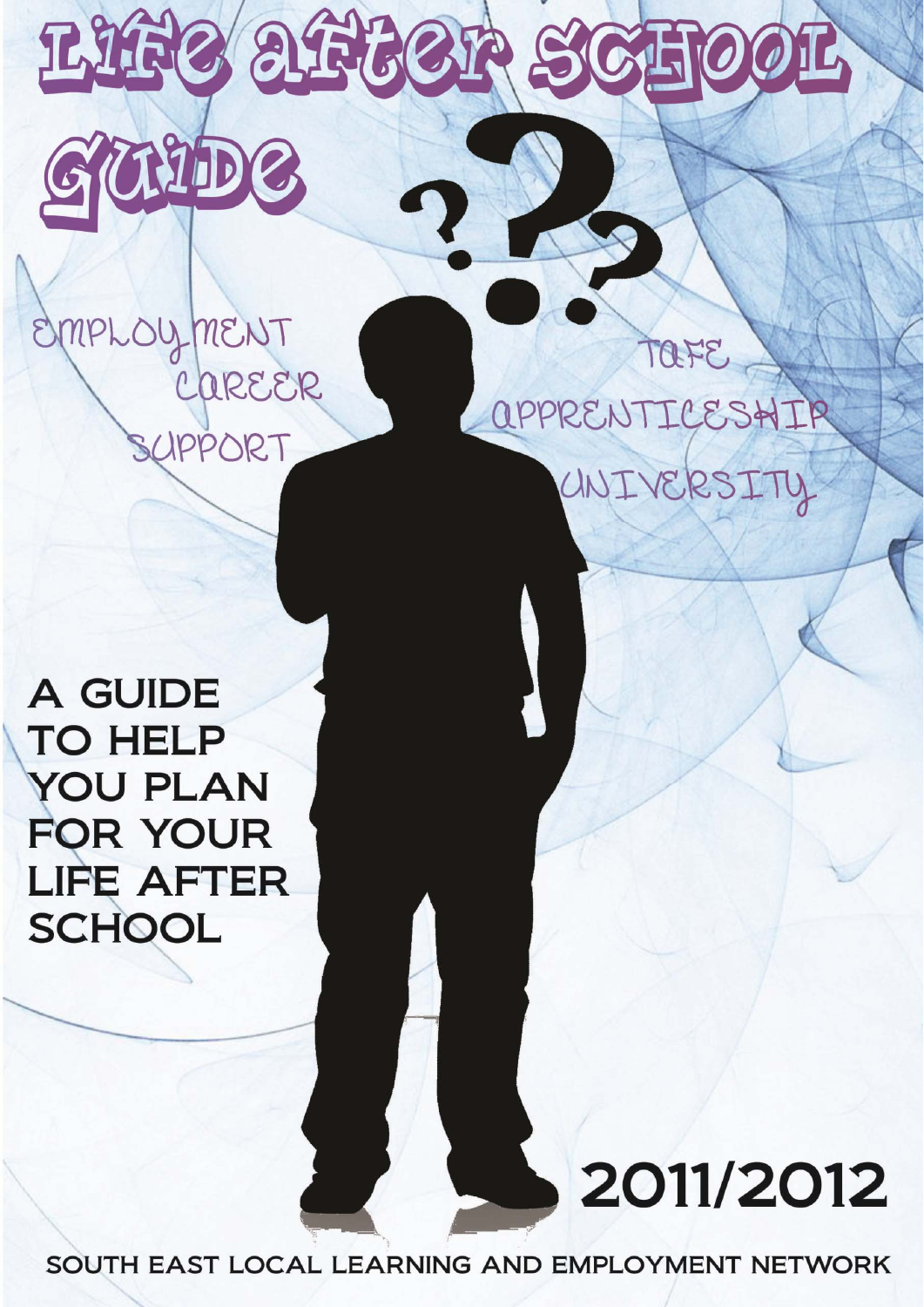# Life after School Guide

EMPLOYMENT
CAREER
SUPPORT

TAFE
APPRENTICESHIP
UNIVERSITY

A GUIDE TO HELP YOU PLAN FOR YOUR LIFE AFTER SCHOOL

2011/2012

SOUTH EAST LOCAL LEARNING AND EMPLOYMENT NETWORK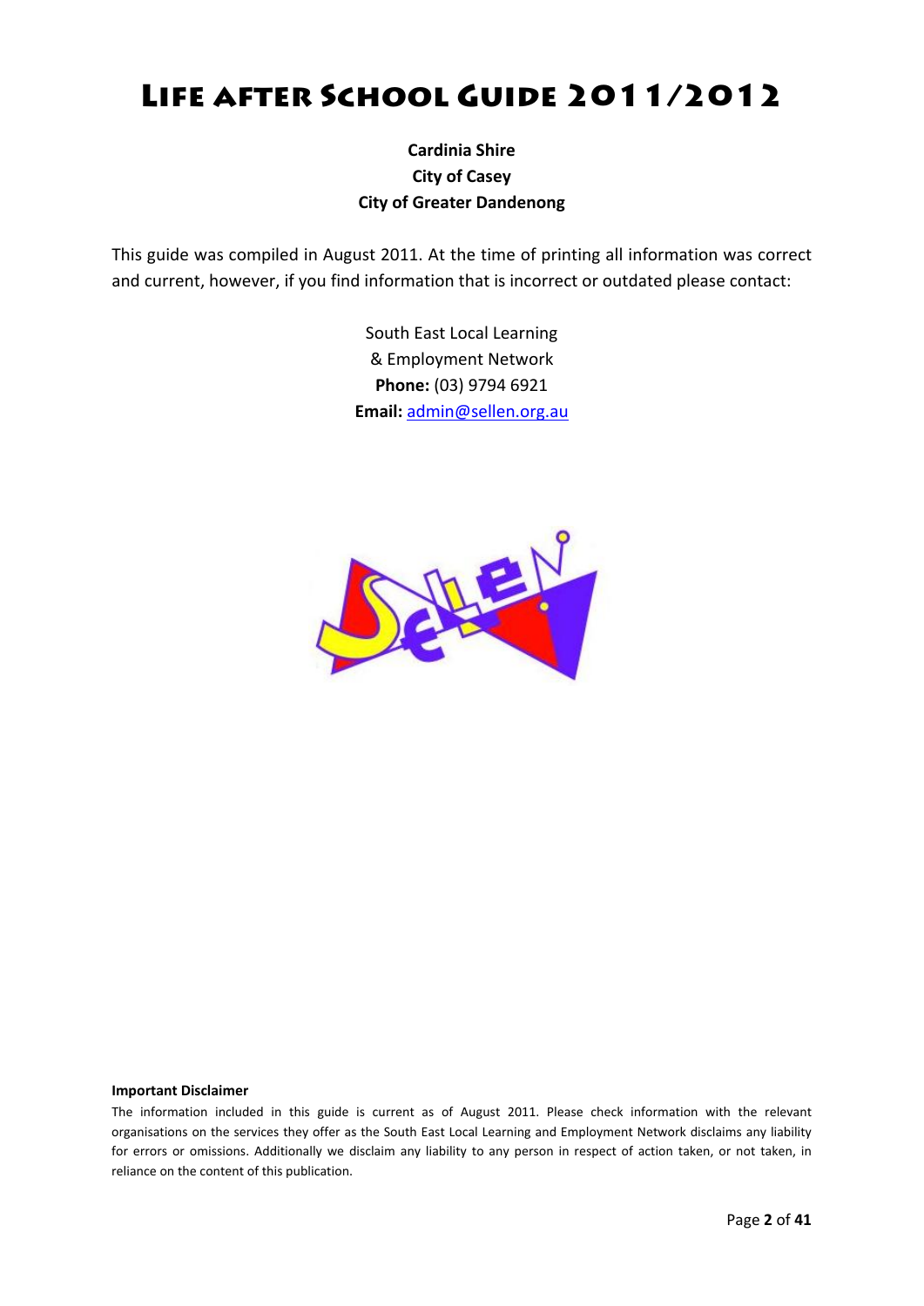# Life after School Guide 2011/2012

**Cardinia Shire**
**City of Casey**
**City of Greater Dandenong**

This guide was compiled in August 2011. At the time of printing all information was correct and current, however, if you find information that is incorrect or outdated please contact:

South East Local Learning
& Employment Network
**Phone:** (03) 9794 6921
**Email:** admin@sellen.org.au

**Important Disclaimer**

The information included in this guide is current as of August 2011. Please check information with the relevant organisations on the services they offer as the South East Local Learning and Employment Network disclaims any liability for errors or omissions. Additionally we disclaim any liability to any person in respect of action taken, or not taken, in reliance on the content of this publication.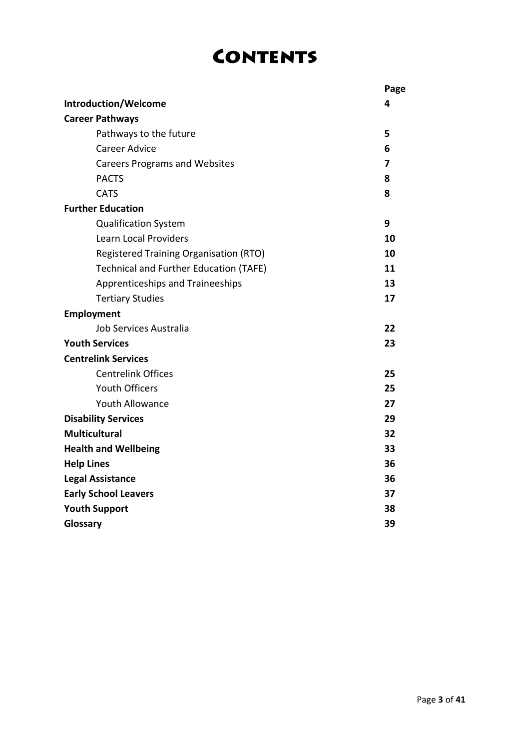# Contents

| | Page |
|---|---|
| **Introduction/Welcome** | **4** |
| **Career Pathways** | |
| Pathways to the future | **5** |
| Career Advice | **6** |
| Careers Programs and Websites | **7** |
| PACTS | **8** |
| CATS | **8** |
| **Further Education** | |
| Qualification System | **9** |
| Learn Local Providers | **10** |
| Registered Training Organisation (RTO) | **10** |
| Technical and Further Education (TAFE) | **11** |
| Apprenticeships and Traineeships | **13** |
| Tertiary Studies | **17** |
| **Employment** | |
| Job Services Australia | **22** |
| **Youth Services** | **23** |
| **Centrelink Services** | |
| Centrelink Offices | **25** |
| Youth Officers | **25** |
| Youth Allowance | **27** |
| **Disability Services** | **29** |
| **Multicultural** | **32** |
| **Health and Wellbeing** | **33** |
| **Help Lines** | **36** |
| **Legal Assistance** | **36** |
| **Early School Leavers** | **37** |
| **Youth Support** | **38** |
| **Glossary** | **39** |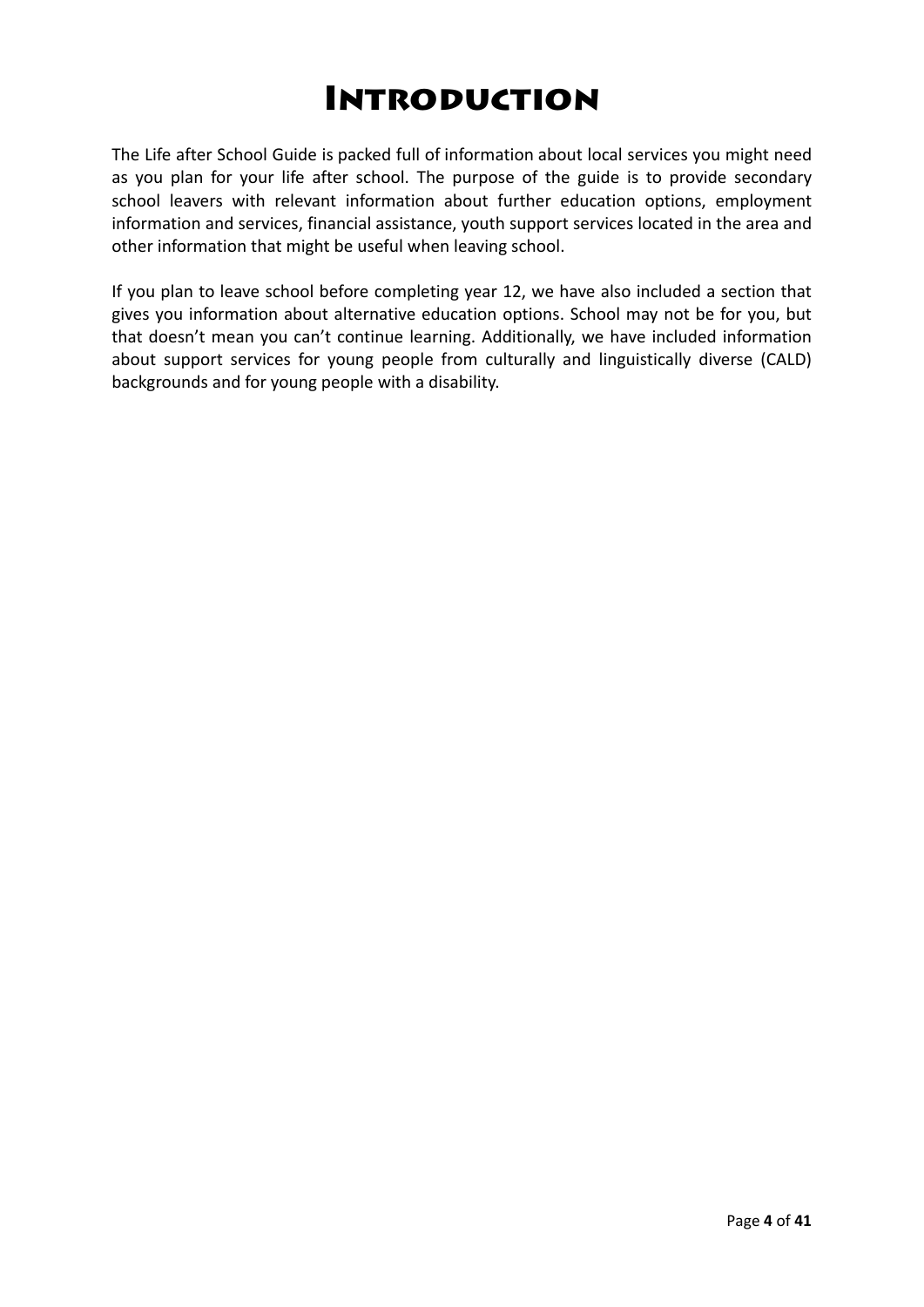# Introduction

The Life after School Guide is packed full of information about local services you might need as you plan for your life after school. The purpose of the guide is to provide secondary school leavers with relevant information about further education options, employment information and services, financial assistance, youth support services located in the area and other information that might be useful when leaving school.

If you plan to leave school before completing year 12, we have also included a section that gives you information about alternative education options. School may not be for you, but that doesn’t mean you can’t continue learning. Additionally, we have included information about support services for young people from culturally and linguistically diverse (CALD) backgrounds and for young people with a disability.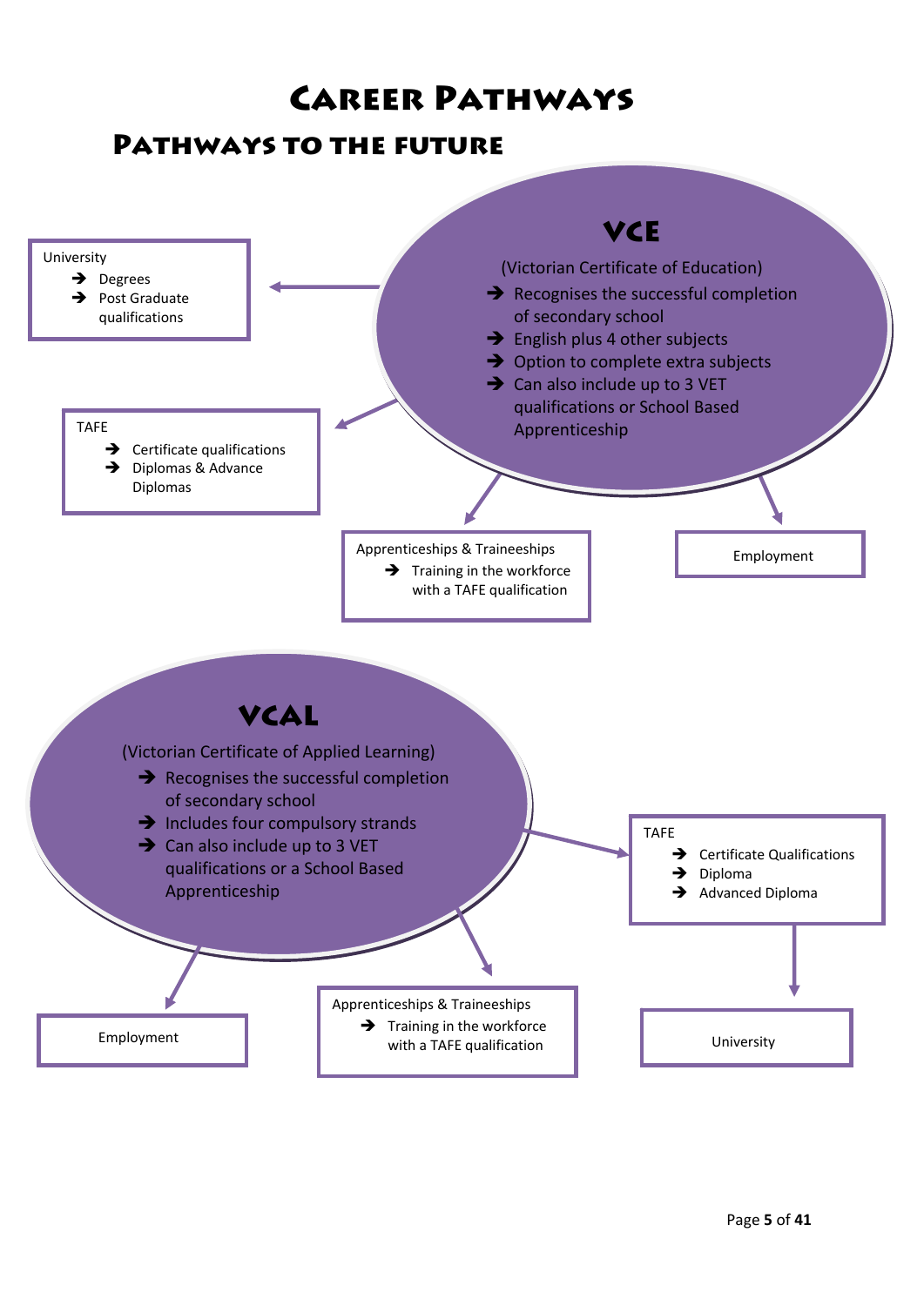# Career Pathways

## Pathways to the future

### VCE

(Victorian Certificate of Education)

- Recognises the successful completion of secondary school
- English plus 4 other subjects
- Option to complete extra subjects
- Can also include up to 3 VET qualifications or School Based Apprenticeship

University
- Degrees
- Post Graduate qualifications

TAFE
- Certificate qualifications
- Diplomas & Advance Diplomas

Apprenticeships & Traineeships
- Training in the workforce with a TAFE qualification

Employment

### VCAL

(Victorian Certificate of Applied Learning)

- Recognises the successful completion of secondary school
- Includes four compulsory strands
- Can also include up to 3 VET qualifications or a School Based Apprenticeship

TAFE
- Certificate Qualifications
- Diploma
- Advanced Diploma

University

Apprenticeships & Traineeships
- Training in the workforce with a TAFE qualification

Employment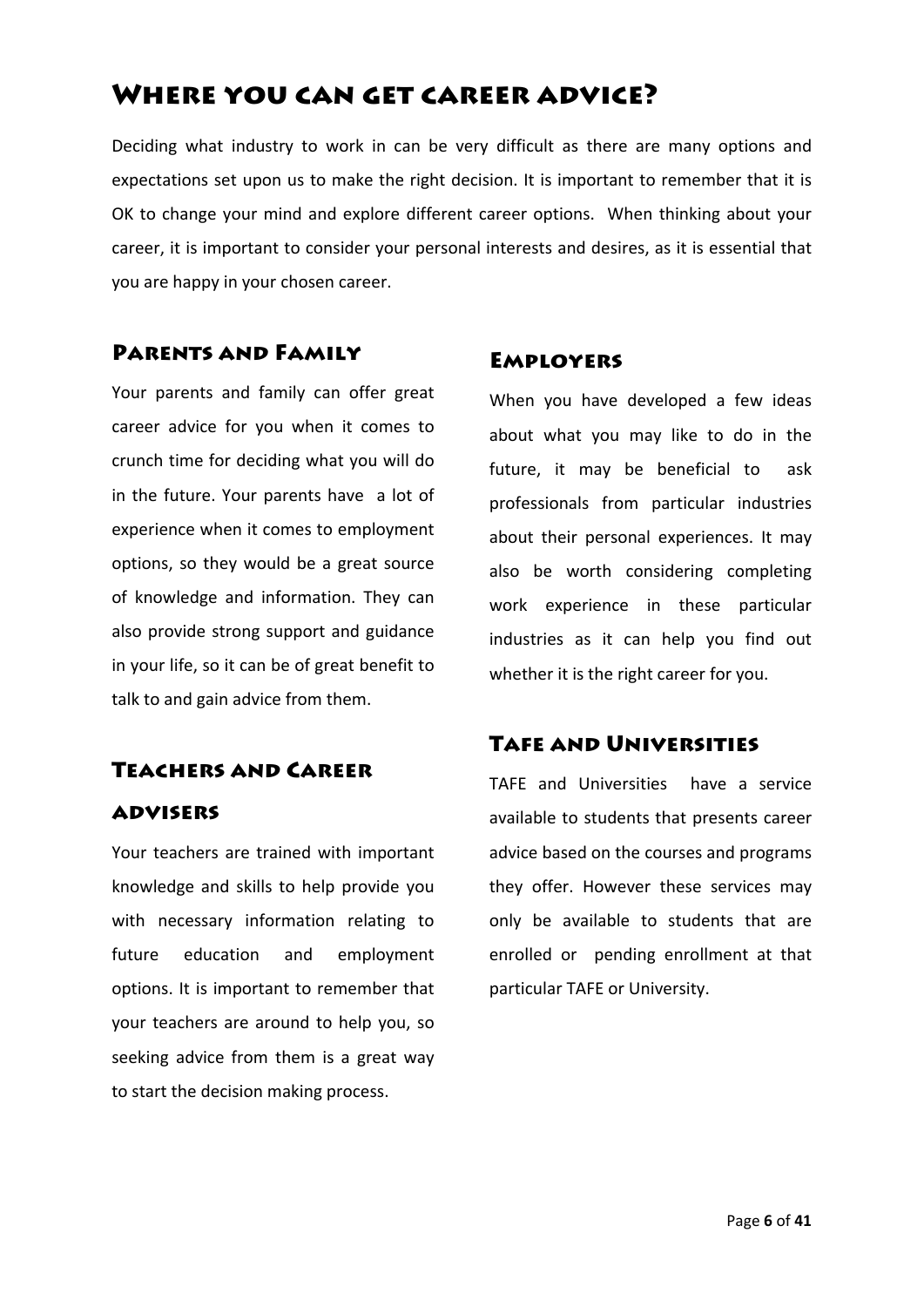# Where you can get career advice?

Deciding what industry to work in can be very difficult as there are many options and expectations set upon us to make the right decision. It is important to remember that it is OK to change your mind and explore different career options. When thinking about your career, it is important to consider your personal interests and desires, as it is essential that you are happy in your chosen career.

## Parents and Family

Your parents and family can offer great career advice for you when it comes to crunch time for deciding what you will do in the future. Your parents have a lot of experience when it comes to employment options, so they would be a great source of knowledge and information. They can also provide strong support and guidance in your life, so it can be of great benefit to talk to and gain advice from them.

## Teachers and Career advisers

Your teachers are trained with important knowledge and skills to help provide you with necessary information relating to future education and employment options. It is important to remember that your teachers are around to help you, so seeking advice from them is a great way to start the decision making process.

## Employers

When you have developed a few ideas about what you may like to do in the future, it may be beneficial to ask professionals from particular industries about their personal experiences. It may also be worth considering completing work experience in these particular industries as it can help you find out whether it is the right career for you.

## Tafe and Universities

TAFE and Universities have a service available to students that presents career advice based on the courses and programs they offer. However these services may only be available to students that are enrolled or pending enrollment at that particular TAFE or University.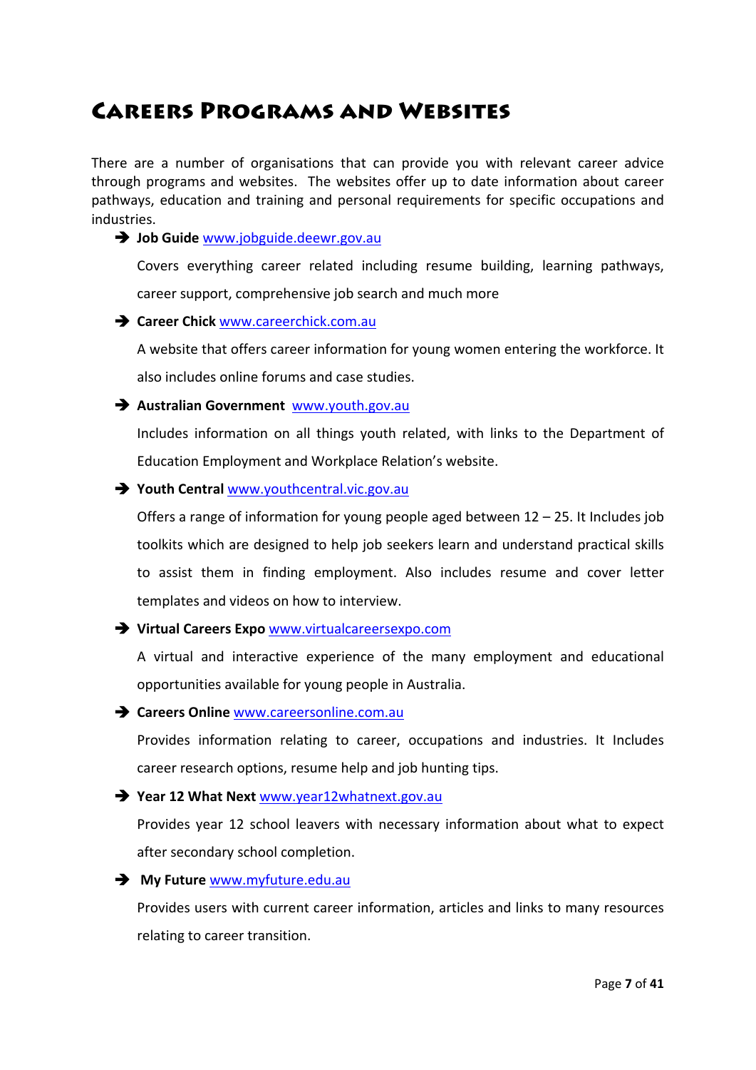# Careers Programs and Websites

There are a number of organisations that can provide you with relevant career advice through programs and websites. The websites offer up to date information about career pathways, education and training and personal requirements for specific occupations and industries.

- **Job Guide** www.jobguide.deewr.gov.au

  Covers everything career related including resume building, learning pathways, career support, comprehensive job search and much more

- **Career Chick** www.careerchick.com.au

  A website that offers career information for young women entering the workforce. It also includes online forums and case studies.

- **Australian Government** www.youth.gov.au

  Includes information on all things youth related, with links to the Department of Education Employment and Workplace Relation's website.

- **Youth Central** www.youthcentral.vic.gov.au

  Offers a range of information for young people aged between 12 – 25. It Includes job toolkits which are designed to help job seekers learn and understand practical skills to assist them in finding employment. Also includes resume and cover letter templates and videos on how to interview.

- **Virtual Careers Expo** www.virtualcareersexpo.com

  A virtual and interactive experience of the many employment and educational opportunities available for young people in Australia.

- **Careers Online** www.careersonline.com.au

  Provides information relating to career, occupations and industries. It Includes career research options, resume help and job hunting tips.

- **Year 12 What Next** www.year12whatnext.gov.au

  Provides year 12 school leavers with necessary information about what to expect after secondary school completion.

- **My Future** www.myfuture.edu.au

  Provides users with current career information, articles and links to many resources relating to career transition.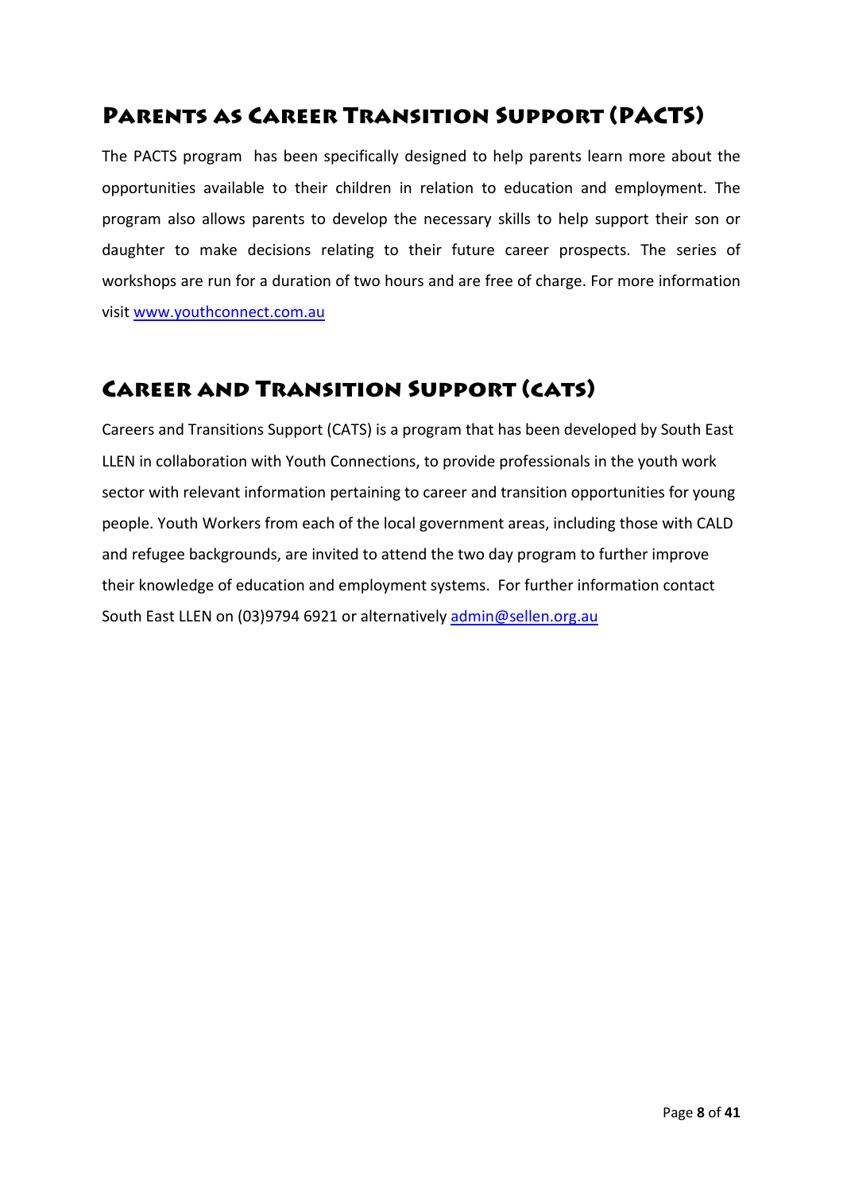## Parents as Career Transition Support (PACTS)

The PACTS program has been specifically designed to help parents learn more about the opportunities available to their children in relation to education and employment. The program also allows parents to develop the necessary skills to help support their son or daughter to make decisions relating to their future career prospects. The series of workshops are run for a duration of two hours and are free of charge. For more information visit [www.youthconnect.com.au](http://www.youthconnect.com.au)

## Career and Transition Support (CATS)

Careers and Transitions Support (CATS) is a program that has been developed by South East LLEN in collaboration with Youth Connections, to provide professionals in the youth work sector with relevant information pertaining to career and transition opportunities for young people. Youth Workers from each of the local government areas, including those with CALD and refugee backgrounds, are invited to attend the two day program to further improve their knowledge of education and employment systems. For further information contact South East LLEN on (03)9794 6921 or alternatively [admin@sellen.org.au](mailto:admin@sellen.org.au)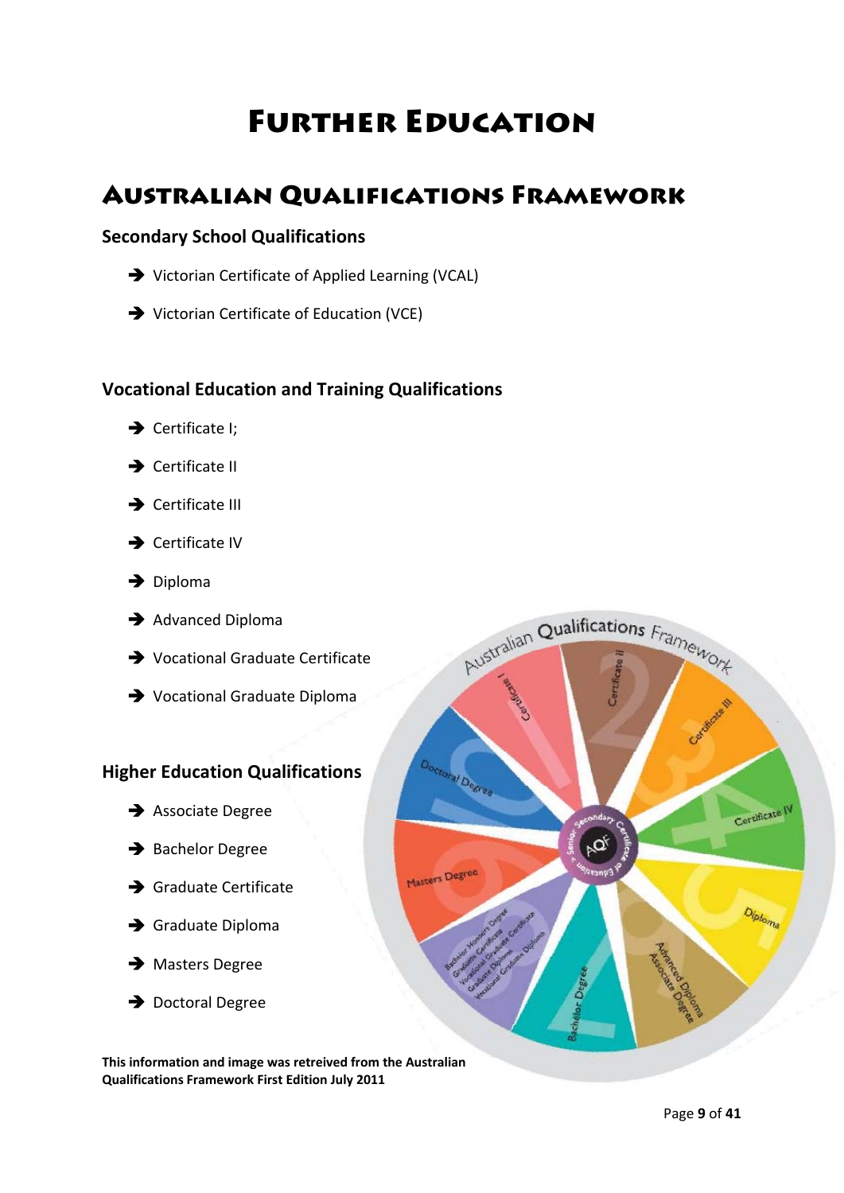# Further Education

## Australian Qualifications Framework

### Secondary School Qualifications

- Victorian Certificate of Applied Learning (VCAL)
- Victorian Certificate of Education (VCE)

### Vocational Education and Training Qualifications

- Certificate I;
- Certificate II
- Certificate III
- Certificate IV
- Diploma
- Advanced Diploma
- Vocational Graduate Certificate
- Vocational Graduate Diploma

### Higher Education Qualifications

- Associate Degree
- Bachelor Degree
- Graduate Certificate
- Graduate Diploma
- Masters Degree
- Doctoral Degree

**This information and image was retreived from the Australian Qualifications Framework First Edition July 2011**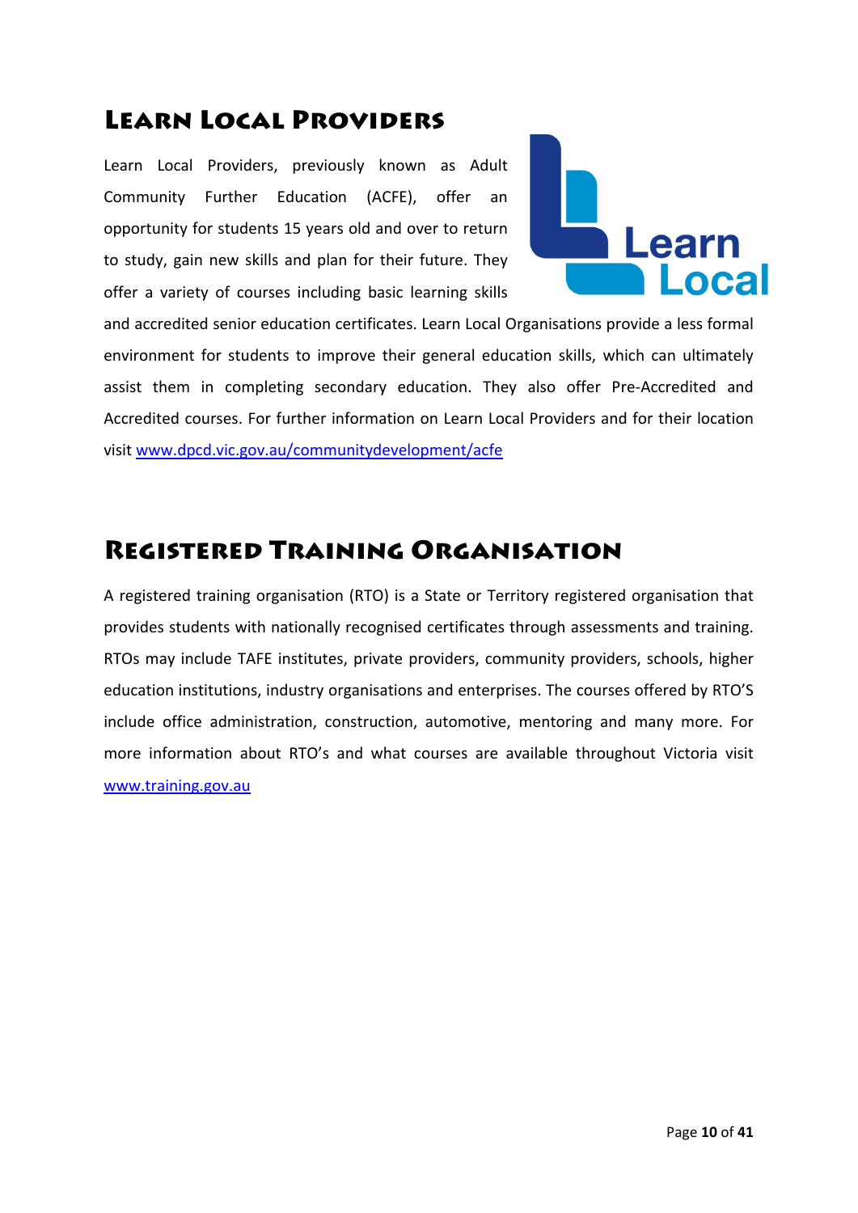## Learn Local Providers

Learn Local Providers, previously known as Adult Community Further Education (ACFE), offer an opportunity for students 15 years old and over to return to study, gain new skills and plan for their future. They offer a variety of courses including basic learning skills and accredited senior education certificates. Learn Local Organisations provide a less formal environment for students to improve their general education skills, which can ultimately assist them in completing secondary education. They also offer Pre-Accredited and Accredited courses. For further information on Learn Local Providers and for their location visit www.dpcd.vic.gov.au/communitydevelopment/acfe

## Registered Training Organisation

A registered training organisation (RTO) is a State or Territory registered organisation that provides students with nationally recognised certificates through assessments and training. RTOs may include TAFE institutes, private providers, community providers, schools, higher education institutions, industry organisations and enterprises. The courses offered by RTO'S include office administration, construction, automotive, mentoring and many more. For more information about RTO's and what courses are available throughout Victoria visit www.training.gov.au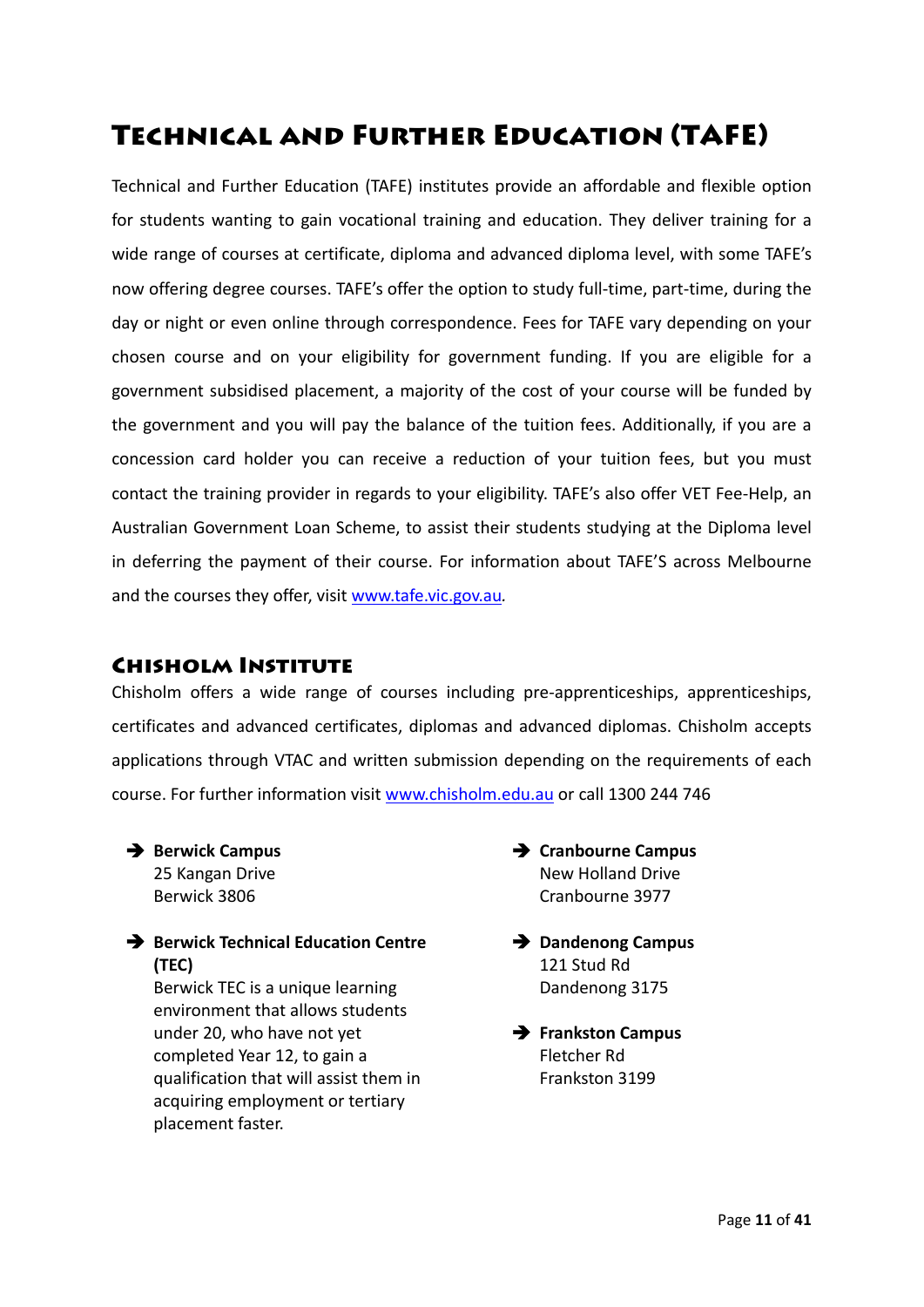# Technical and Further Education (TAFE)

Technical and Further Education (TAFE) institutes provide an affordable and flexible option for students wanting to gain vocational training and education. They deliver training for a wide range of courses at certificate, diploma and advanced diploma level, with some TAFE's now offering degree courses. TAFE's offer the option to study full-time, part-time, during the day or night or even online through correspondence. Fees for TAFE vary depending on your chosen course and on your eligibility for government funding. If you are eligible for a government subsidised placement, a majority of the cost of your course will be funded by the government and you will pay the balance of the tuition fees. Additionally, if you are a concession card holder you can receive a reduction of your tuition fees, but you must contact the training provider in regards to your eligibility. TAFE's also offer VET Fee-Help, an Australian Government Loan Scheme, to assist their students studying at the Diploma level in deferring the payment of their course. For information about TAFE'S across Melbourne and the courses they offer, visit [www.tafe.vic.gov.au](http://www.tafe.vic.gov.au).

## Chisholm Institute

Chisholm offers a wide range of courses including pre-apprenticeships, apprenticeships, certificates and advanced certificates, diplomas and advanced diplomas. Chisholm accepts applications through VTAC and written submission depending on the requirements of each course. For further information visit [www.chisholm.edu.au](http://www.chisholm.edu.au) or call 1300 244 746

- **Berwick Campus**
  25 Kangan Drive
  Berwick 3806

- **Berwick Technical Education Centre (TEC)**
  Berwick TEC is a unique learning environment that allows students under 20, who have not yet completed Year 12, to gain a qualification that will assist them in acquiring employment or tertiary placement faster.

- **Cranbourne Campus**
  New Holland Drive
  Cranbourne 3977

- **Dandenong Campus**
  121 Stud Rd
  Dandenong 3175

- **Frankston Campus**
  Fletcher Rd
  Frankston 3199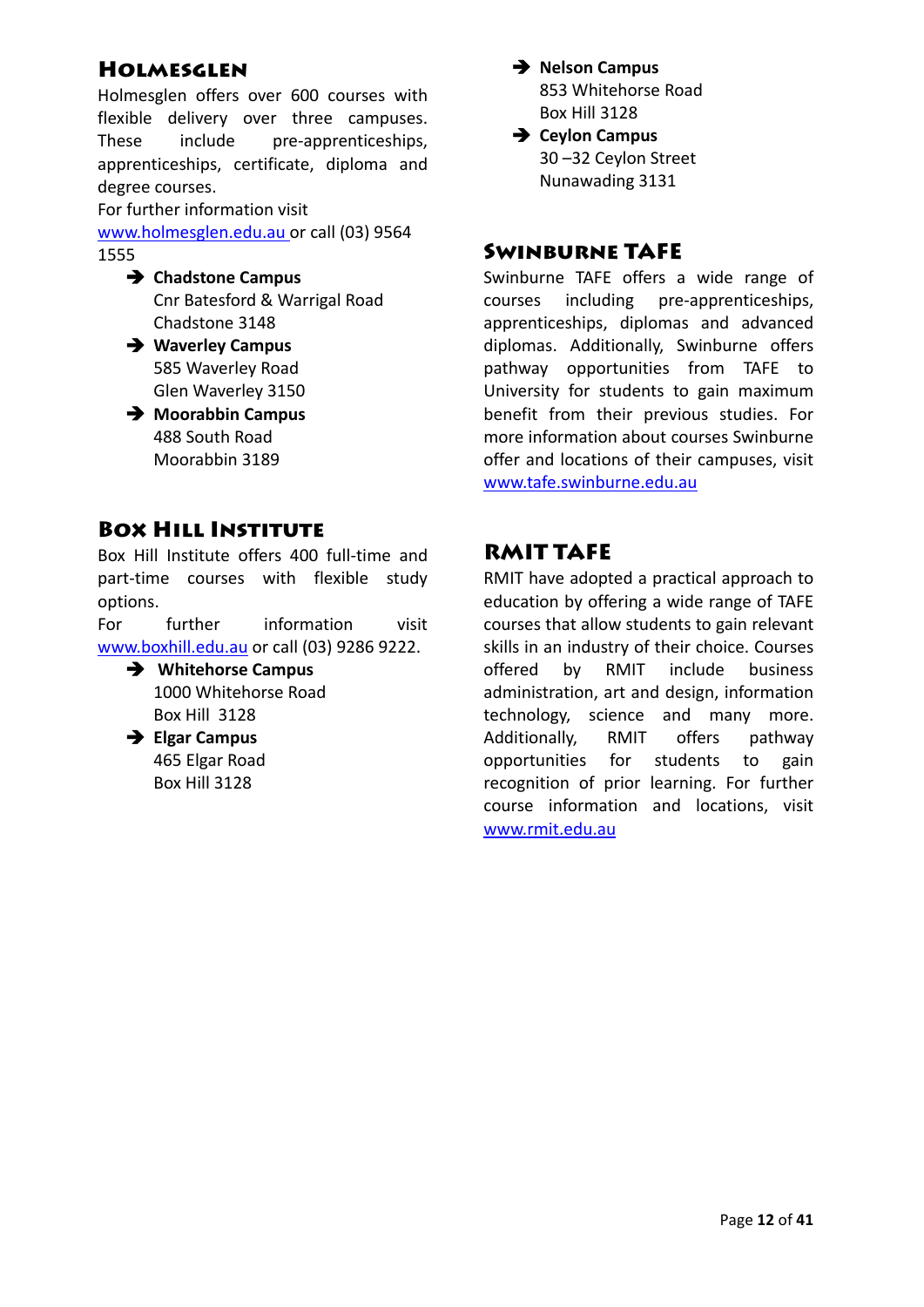## Holmesglen

Holmesglen offers over 600 courses with flexible delivery over three campuses. These include pre-apprenticeships, apprenticeships, certificate, diploma and degree courses.

For further information visit www.holmesglen.edu.au or call (03) 9564 1555

- **Chadstone Campus**
  Cnr Batesford & Warrigal Road
  Chadstone 3148
- **Waverley Campus**
  585 Waverley Road
  Glen Waverley 3150
- **Moorabbin Campus**
  488 South Road
  Moorabbin 3189

## Box Hill Institute

Box Hill Institute offers 400 full-time and part-time courses with flexible study options.

For further information visit www.boxhill.edu.au or call (03) 9286 9222.

- **Whitehorse Campus**
  1000 Whitehorse Road
  Box Hill 3128
- **Elgar Campus**
  465 Elgar Road
  Box Hill 3128
- **Nelson Campus**
  853 Whitehorse Road
  Box Hill 3128
- **Ceylon Campus**
  30 –32 Ceylon Street
  Nunawading 3131

## Swinburne TAFE

Swinburne TAFE offers a wide range of courses including pre-apprenticeships, apprenticeships, diplomas and advanced diplomas. Additionally, Swinburne offers pathway opportunities from TAFE to University for students to gain maximum benefit from their previous studies. For more information about courses Swinburne offer and locations of their campuses, visit www.tafe.swinburne.edu.au

## RMIT TAFE

RMIT have adopted a practical approach to education by offering a wide range of TAFE courses that allow students to gain relevant skills in an industry of their choice. Courses offered by RMIT include business administration, art and design, information technology, science and many more. Additionally, RMIT offers pathway opportunities for students to gain recognition of prior learning. For further course information and locations, visit www.rmit.edu.au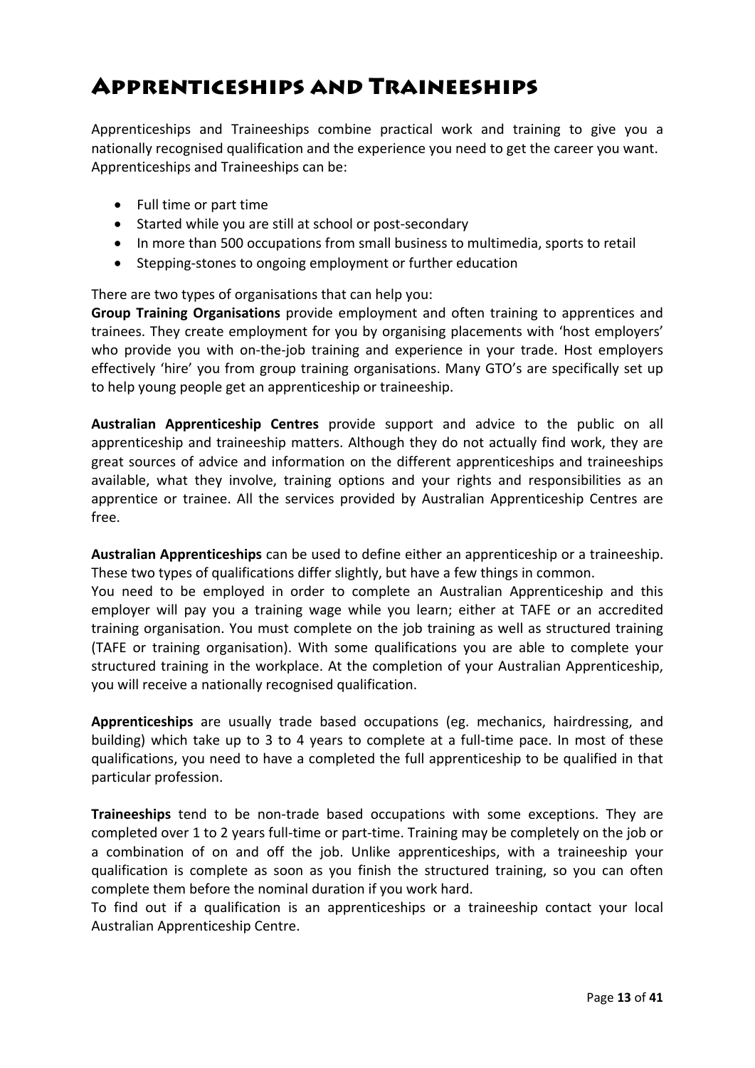# Apprenticeships and Traineeships

Apprenticeships and Traineeships combine practical work and training to give you a nationally recognised qualification and the experience you need to get the career you want. Apprenticeships and Traineeships can be:

- Full time or part time
- Started while you are still at school or post-secondary
- In more than 500 occupations from small business to multimedia, sports to retail
- Stepping-stones to ongoing employment or further education

There are two types of organisations that can help you:

**Group Training Organisations** provide employment and often training to apprentices and trainees. They create employment for you by organising placements with 'host employers' who provide you with on-the-job training and experience in your trade. Host employers effectively 'hire' you from group training organisations. Many GTO's are specifically set up to help young people get an apprenticeship or traineeship.

**Australian Apprenticeship Centres** provide support and advice to the public on all apprenticeship and traineeship matters. Although they do not actually find work, they are great sources of advice and information on the different apprenticeships and traineeships available, what they involve, training options and your rights and responsibilities as an apprentice or trainee. All the services provided by Australian Apprenticeship Centres are free.

**Australian Apprenticeships** can be used to define either an apprenticeship or a traineeship. These two types of qualifications differ slightly, but have a few things in common.

You need to be employed in order to complete an Australian Apprenticeship and this employer will pay you a training wage while you learn; either at TAFE or an accredited training organisation. You must complete on the job training as well as structured training (TAFE or training organisation). With some qualifications you are able to complete your structured training in the workplace. At the completion of your Australian Apprenticeship, you will receive a nationally recognised qualification.

**Apprenticeships** are usually trade based occupations (eg. mechanics, hairdressing, and building) which take up to 3 to 4 years to complete at a full-time pace. In most of these qualifications, you need to have a completed the full apprenticeship to be qualified in that particular profession.

**Traineeships** tend to be non-trade based occupations with some exceptions. They are completed over 1 to 2 years full-time or part-time. Training may be completely on the job or a combination of on and off the job. Unlike apprenticeships, with a traineeship your qualification is complete as soon as you finish the structured training, so you can often complete them before the nominal duration if you work hard.

To find out if a qualification is an apprenticeships or a traineeship contact your local Australian Apprenticeship Centre.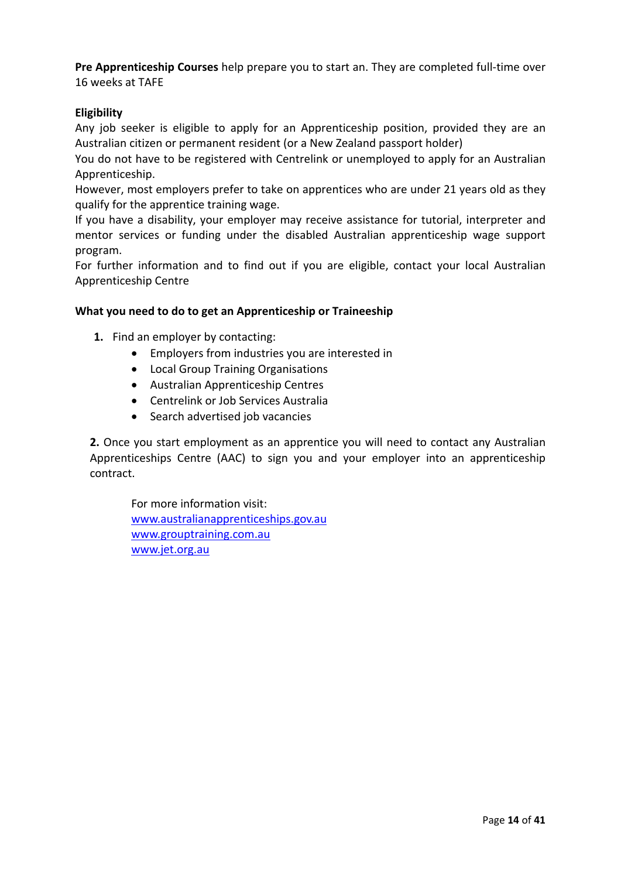**Pre Apprenticeship Courses** help prepare you to start an. They are completed full-time over 16 weeks at TAFE

**Eligibility**

Any job seeker is eligible to apply for an Apprenticeship position, provided they are an Australian citizen or permanent resident (or a New Zealand passport holder)

You do not have to be registered with Centrelink or unemployed to apply for an Australian Apprenticeship.

However, most employers prefer to take on apprentices who are under 21 years old as they qualify for the apprentice training wage.

If you have a disability, your employer may receive assistance for tutorial, interpreter and mentor services or funding under the disabled Australian apprenticeship wage support program.

For further information and to find out if you are eligible, contact your local Australian Apprenticeship Centre

**What you need to do to get an Apprenticeship or Traineeship**

1. Find an employer by contacting:
    - Employers from industries you are interested in
    - Local Group Training Organisations
    - Australian Apprenticeship Centres
    - Centrelink or Job Services Australia
    - Search advertised job vacancies

**2.** Once you start employment as an apprentice you will need to contact any Australian Apprenticeships Centre (AAC) to sign you and your employer into an apprenticeship contract.

For more information visit:
www.australianapprenticeships.gov.au
www.grouptraining.com.au
www.jet.org.au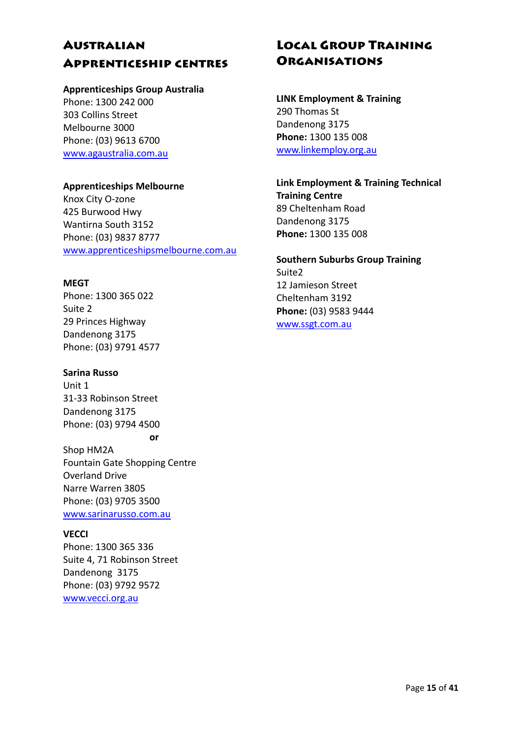## Australian Apprenticeship centres

**Apprenticeships Group Australia**
Phone: 1300 242 000
303 Collins Street
Melbourne 3000
Phone: (03) 9613 6700
www.agaustralia.com.au

**Apprenticeships Melbourne**
Knox City O-zone
425 Burwood Hwy
Wantirna South 3152
Phone: (03) 9837 8777
www.apprenticeshipsmelbourne.com.au

**MEGT**
Phone: 1300 365 022
Suite 2
29 Princes Highway
Dandenong 3175
Phone: (03) 9791 4577

**Sarina Russo**
Unit 1
31-33 Robinson Street
Dandenong 3175
Phone: (03) 9794 4500

**or**

Shop HM2A
Fountain Gate Shopping Centre
Overland Drive
Narre Warren 3805
Phone: (03) 9705 3500
www.sarinarusso.com.au

**VECCI**
Phone: 1300 365 336
Suite 4, 71 Robinson Street
Dandenong 3175
Phone: (03) 9792 9572
www.vecci.org.au

## Local Group Training Organisations

**LINK Employment & Training**
290 Thomas St
Dandenong 3175
**Phone:** 1300 135 008
www.linkemploy.org.au

**Link Employment & Training Technical Training Centre**
89 Cheltenham Road
Dandenong 3175
**Phone:** 1300 135 008

**Southern Suburbs Group Training**
Suite2
12 Jamieson Street
Cheltenham 3192
**Phone:** (03) 9583 9444
www.ssgt.com.au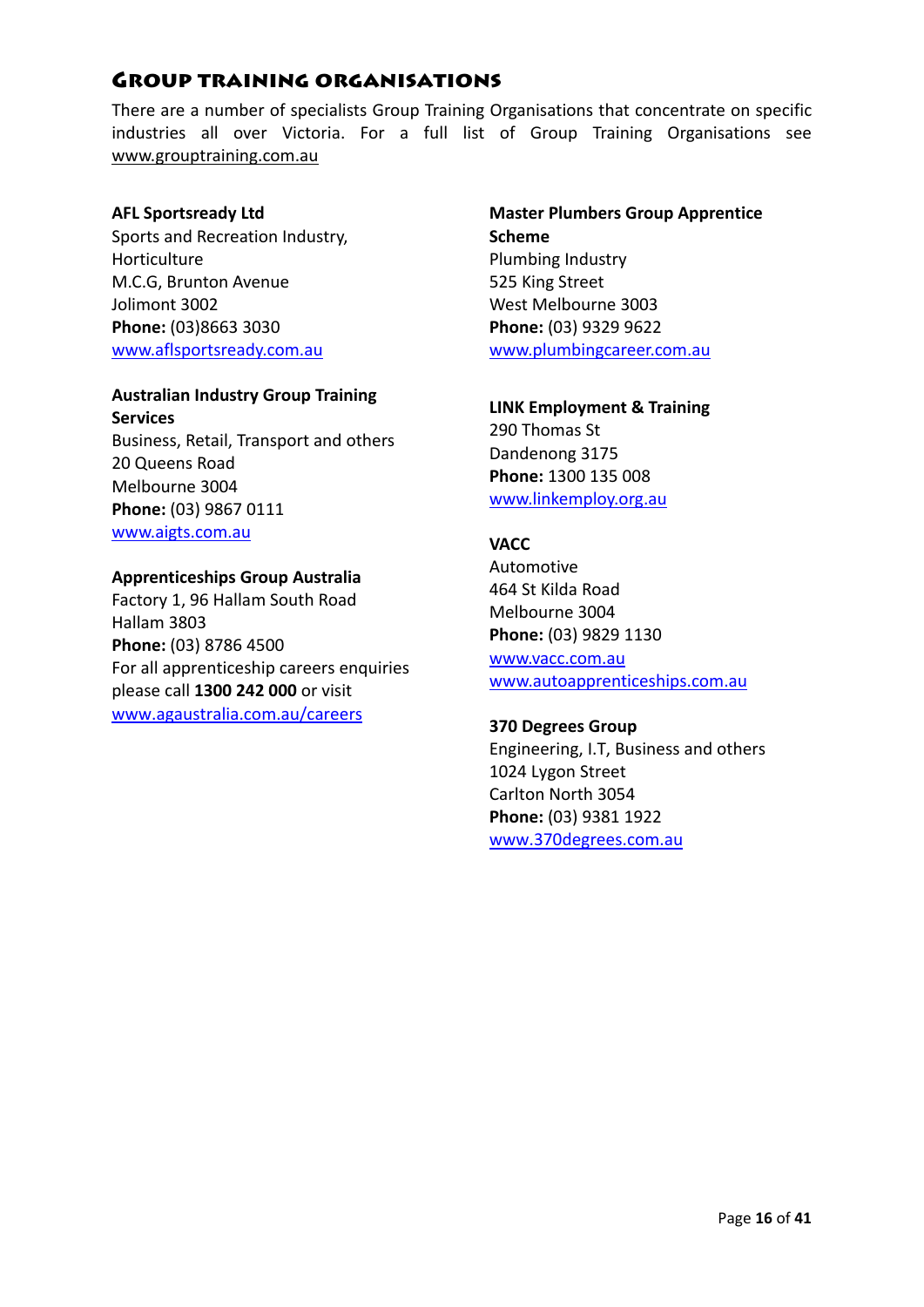## Group training organisations

There are a number of specialists Group Training Organisations that concentrate on specific industries all over Victoria. For a full list of Group Training Organisations see www.grouptraining.com.au

**AFL Sportsready Ltd**
Sports and Recreation Industry, Horticulture
M.C.G, Brunton Avenue
Jolimont 3002
**Phone:** (03)8663 3030
www.aflsportsready.com.au

**Australian Industry Group Training Services**
Business, Retail, Transport and others
20 Queens Road
Melbourne 3004
**Phone:** (03) 9867 0111
www.aigts.com.au

**Apprenticeships Group Australia**
Factory 1, 96 Hallam South Road
Hallam 3803
**Phone:** (03) 8786 4500
For all apprenticeship careers enquiries please call **1300 242 000** or visit
www.agaustralia.com.au/careers

**Master Plumbers Group Apprentice Scheme**
Plumbing Industry
525 King Street
West Melbourne 3003
**Phone:** (03) 9329 9622
www.plumbingcareer.com.au

**LINK Employment & Training**
290 Thomas St
Dandenong 3175
**Phone:** 1300 135 008
www.linkemploy.org.au

**VACC**
Automotive
464 St Kilda Road
Melbourne 3004
**Phone:** (03) 9829 1130
www.vacc.com.au
www.autoapprenticeships.com.au

**370 Degrees Group**
Engineering, I.T, Business and others
1024 Lygon Street
Carlton North 3054
**Phone:** (03) 9381 1922
www.370degrees.com.au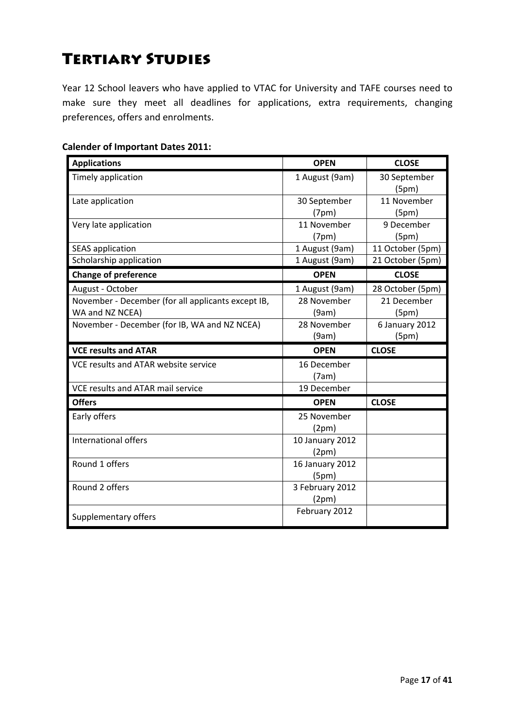# Tertiary Studies

Year 12 School leavers who have applied to VTAC for University and TAFE courses need to make sure they meet all deadlines for applications, extra requirements, changing preferences, offers and enrolments.

**Calender of Important Dates 2011:**

| Applications | OPEN | CLOSE |
|---|---|---|
| Timely application | 1 August (9am) | 30 September (5pm) |
| Late application | 30 September (7pm) | 11 November (5pm) |
| Very late application | 11 November (7pm) | 9 December (5pm) |
| SEAS application | 1 August (9am) | 11 October (5pm) |
| Scholarship application | 1 August (9am) | 21 October (5pm) |
| **Change of preference** | **OPEN** | **CLOSE** |
| August - October | 1 August (9am) | 28 October (5pm) |
| November - December (for all applicants except IB, WA and NZ NCEA) | 28 November (9am) | 21 December (5pm) |
| November - December (for IB, WA and NZ NCEA) | 28 November (9am) | 6 January 2012 (5pm) |
| **VCE results and ATAR** | **OPEN** | **CLOSE** |
| VCE results and ATAR website service | 16 December (7am) | |
| VCE results and ATAR mail service | 19 December | |
| **Offers** | **OPEN** | **CLOSE** |
| Early offers | 25 November (2pm) | |
| International offers | 10 January 2012 (2pm) | |
| Round 1 offers | 16 January 2012 (5pm) | |
| Round 2 offers | 3 February 2012 (2pm) | |
| Supplementary offers | February 2012 | |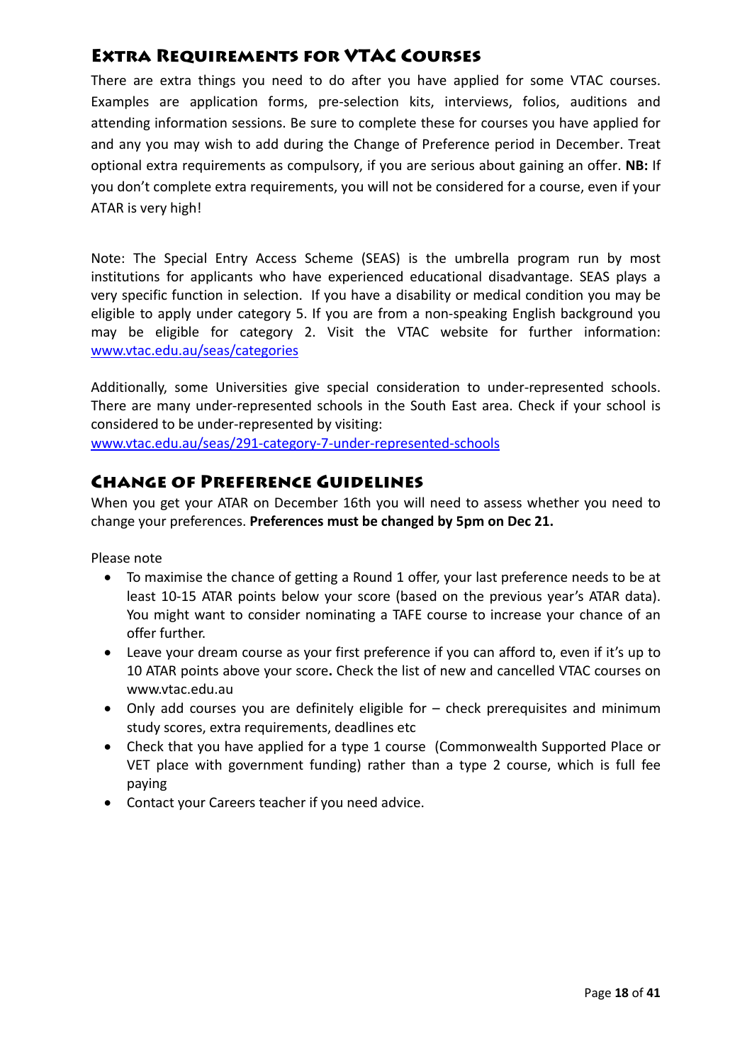## Extra Requirements for VTAC Courses

There are extra things you need to do after you have applied for some VTAC courses. Examples are application forms, pre-selection kits, interviews, folios, auditions and attending information sessions. Be sure to complete these for courses you have applied for and any you may wish to add during the Change of Preference period in December. Treat optional extra requirements as compulsory, if you are serious about gaining an offer. **NB:** If you don't complete extra requirements, you will not be considered for a course, even if your ATAR is very high!

Note: The Special Entry Access Scheme (SEAS) is the umbrella program run by most institutions for applicants who have experienced educational disadvantage. SEAS plays a very specific function in selection. If you have a disability or medical condition you may be eligible to apply under category 5. If you are from a non-speaking English background you may be eligible for category 2. Visit the VTAC website for further information: [www.vtac.edu.au/seas/categories](www.vtac.edu.au/seas/categories)

Additionally, some Universities give special consideration to under-represented schools. There are many under-represented schools in the South East area. Check if your school is considered to be under-represented by visiting:
[www.vtac.edu.au/seas/291-category-7-under-represented-schools](www.vtac.edu.au/seas/291-category-7-under-represented-schools)

## Change of Preference Guidelines

When you get your ATAR on December 16th you will need to assess whether you need to change your preferences. **Preferences must be changed by 5pm on Dec 21.**

Please note

- To maximise the chance of getting a Round 1 offer, your last preference needs to be at least 10-15 ATAR points below your score (based on the previous year's ATAR data). You might want to consider nominating a TAFE course to increase your chance of an offer further.
- Leave your dream course as your first preference if you can afford to, even if it's up to 10 ATAR points above your score**.** Check the list of new and cancelled VTAC courses on www.vtac.edu.au
- Only add courses you are definitely eligible for – check prerequisites and minimum study scores, extra requirements, deadlines etc
- Check that you have applied for a type 1 course (Commonwealth Supported Place or VET place with government funding) rather than a type 2 course, which is full fee paying
- Contact your Careers teacher if you need advice.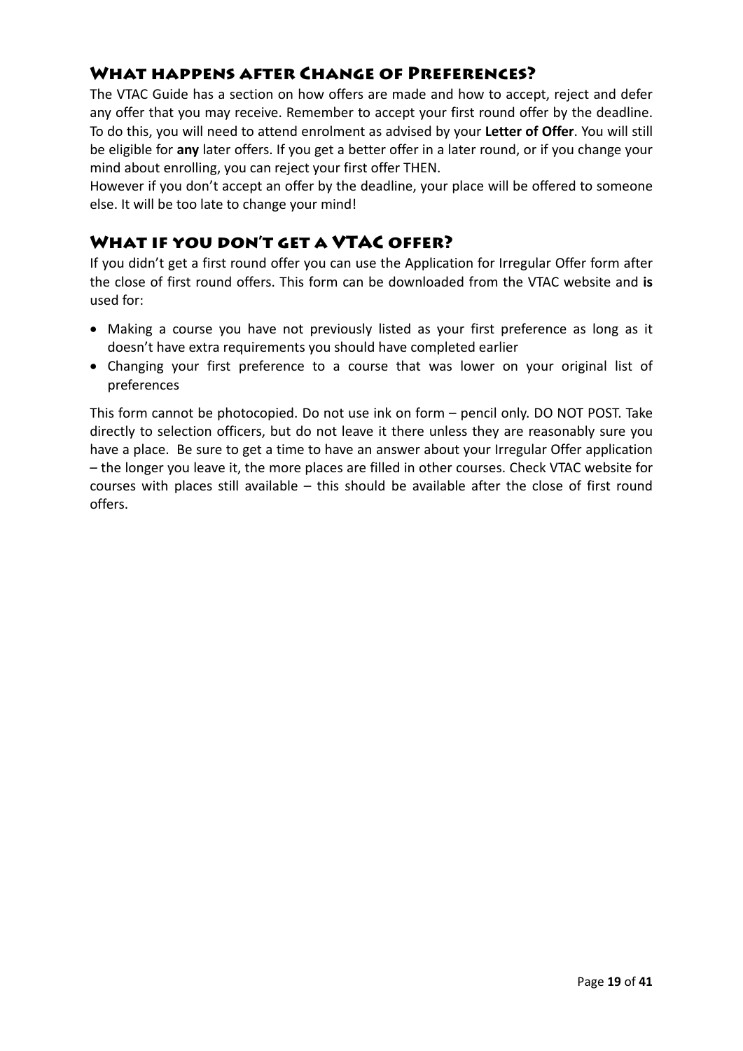## What happens after Change of Preferences?

The VTAC Guide has a section on how offers are made and how to accept, reject and defer any offer that you may receive. Remember to accept your first round offer by the deadline. To do this, you will need to attend enrolment as advised by your **Letter of Offer**. You will still be eligible for **any** later offers. If you get a better offer in a later round, or if you change your mind about enrolling, you can reject your first offer THEN.

However if you don't accept an offer by the deadline, your place will be offered to someone else. It will be too late to change your mind!

## What if you don't get a VTAC offer?

If you didn't get a first round offer you can use the Application for Irregular Offer form after the close of first round offers. This form can be downloaded from the VTAC website and **is** used for:

- Making a course you have not previously listed as your first preference as long as it doesn't have extra requirements you should have completed earlier
- Changing your first preference to a course that was lower on your original list of preferences

This form cannot be photocopied. Do not use ink on form – pencil only. DO NOT POST. Take directly to selection officers, but do not leave it there unless they are reasonably sure you have a place. Be sure to get a time to have an answer about your Irregular Offer application – the longer you leave it, the more places are filled in other courses. Check VTAC website for courses with places still available – this should be available after the close of first round offers.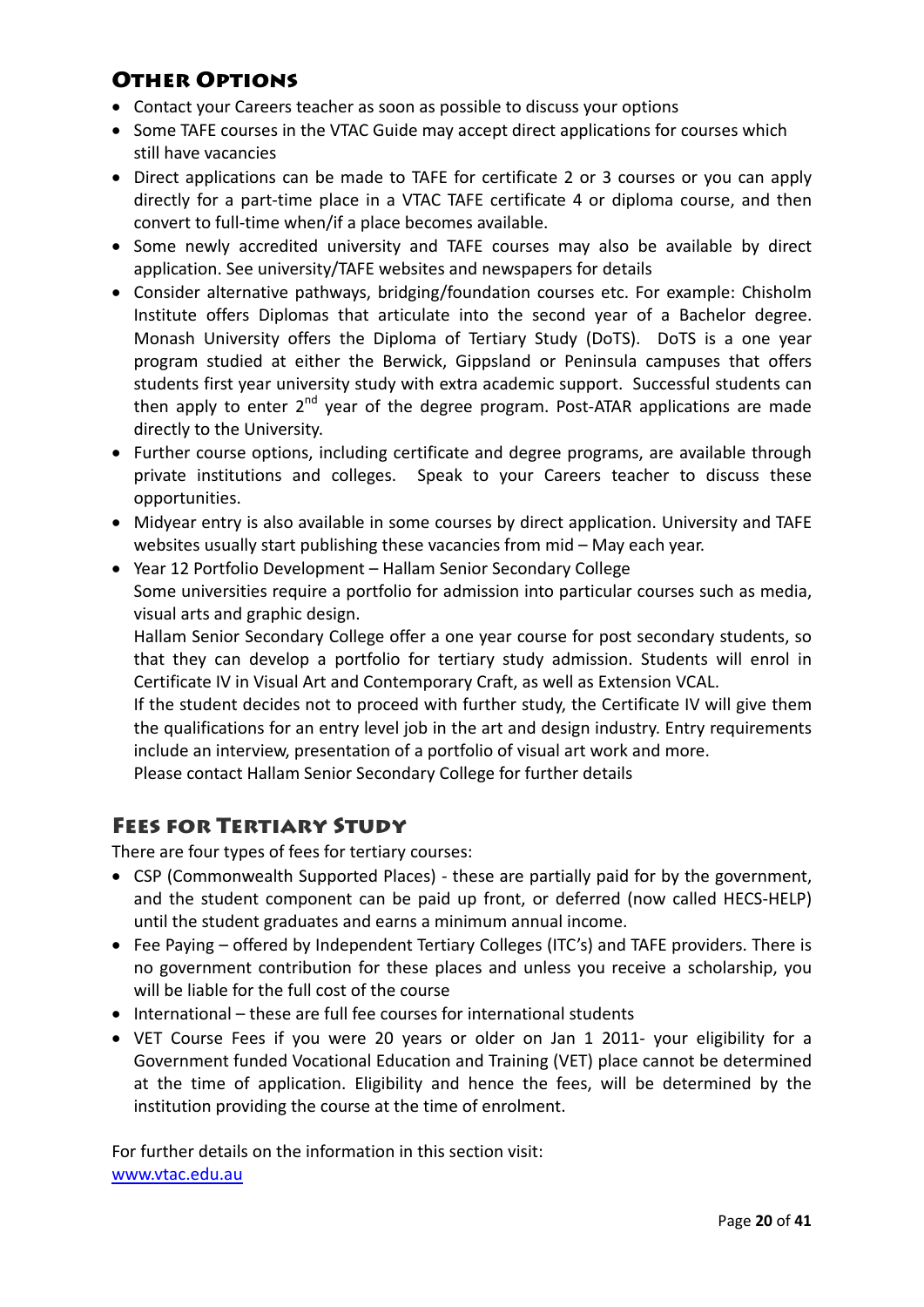## Other Options

- Contact your Careers teacher as soon as possible to discuss your options
- Some TAFE courses in the VTAC Guide may accept direct applications for courses which still have vacancies
- Direct applications can be made to TAFE for certificate 2 or 3 courses or you can apply directly for a part-time place in a VTAC TAFE certificate 4 or diploma course, and then convert to full-time when/if a place becomes available.
- Some newly accredited university and TAFE courses may also be available by direct application. See university/TAFE websites and newspapers for details
- Consider alternative pathways, bridging/foundation courses etc. For example: Chisholm Institute offers Diplomas that articulate into the second year of a Bachelor degree. Monash University offers the Diploma of Tertiary Study (DoTS). DoTS is a one year program studied at either the Berwick, Gippsland or Peninsula campuses that offers students first year university study with extra academic support. Successful students can then apply to enter 2nd year of the degree program. Post-ATAR applications are made directly to the University.
- Further course options, including certificate and degree programs, are available through private institutions and colleges. Speak to your Careers teacher to discuss these opportunities.
- Midyear entry is also available in some courses by direct application. University and TAFE websites usually start publishing these vacancies from mid – May each year.
- Year 12 Portfolio Development – Hallam Senior Secondary College
  Some universities require a portfolio for admission into particular courses such as media, visual arts and graphic design.
  Hallam Senior Secondary College offer a one year course for post secondary students, so that they can develop a portfolio for tertiary study admission. Students will enrol in Certificate IV in Visual Art and Contemporary Craft, as well as Extension VCAL.
  If the student decides not to proceed with further study, the Certificate IV will give them the qualifications for an entry level job in the art and design industry. Entry requirements include an interview, presentation of a portfolio of visual art work and more.
  Please contact Hallam Senior Secondary College for further details

## Fees for Tertiary Study

There are four types of fees for tertiary courses:

- CSP (Commonwealth Supported Places) - these are partially paid for by the government, and the student component can be paid up front, or deferred (now called HECS-HELP) until the student graduates and earns a minimum annual income.
- Fee Paying – offered by Independent Tertiary Colleges (ITC's) and TAFE providers. There is no government contribution for these places and unless you receive a scholarship, you will be liable for the full cost of the course
- International – these are full fee courses for international students
- VET Course Fees if you were 20 years or older on Jan 1 2011- your eligibility for a Government funded Vocational Education and Training (VET) place cannot be determined at the time of application. Eligibility and hence the fees, will be determined by the institution providing the course at the time of enrolment.

For further details on the information in this section visit:
[www.vtac.edu.au](http://www.vtac.edu.au)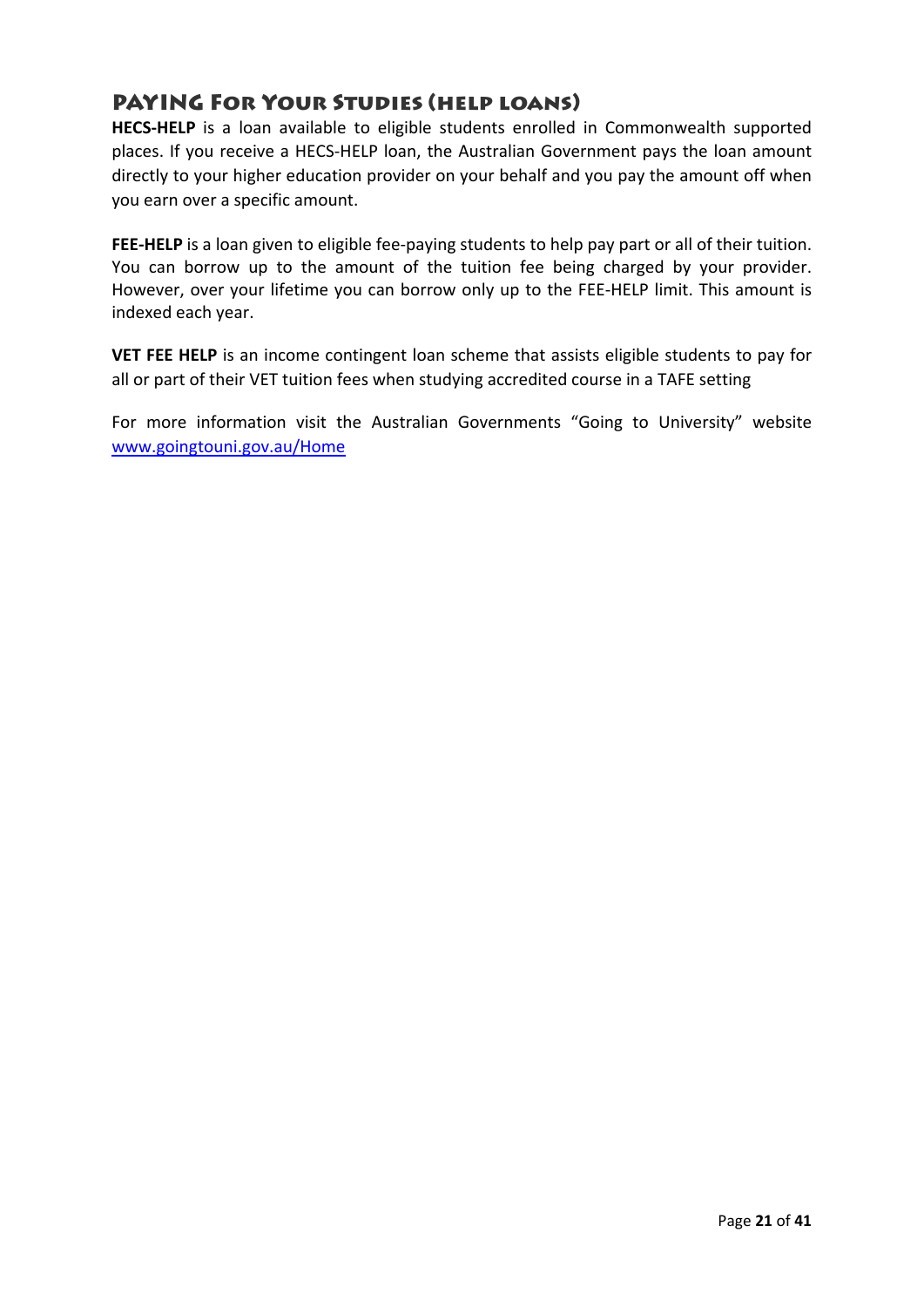## Paying For Your Studies (help loans)

**HECS-HELP** is a loan available to eligible students enrolled in Commonwealth supported places. If you receive a HECS-HELP loan, the Australian Government pays the loan amount directly to your higher education provider on your behalf and you pay the amount off when you earn over a specific amount.

**FEE-HELP** is a loan given to eligible fee-paying students to help pay part or all of their tuition. You can borrow up to the amount of the tuition fee being charged by your provider. However, over your lifetime you can borrow only up to the FEE-HELP limit. This amount is indexed each year.

**VET FEE HELP** is an income contingent loan scheme that assists eligible students to pay for all or part of their VET tuition fees when studying accredited course in a TAFE setting

For more information visit the Australian Governments "Going to University" website [www.goingtouni.gov.au/Home](www.goingtouni.gov.au/Home)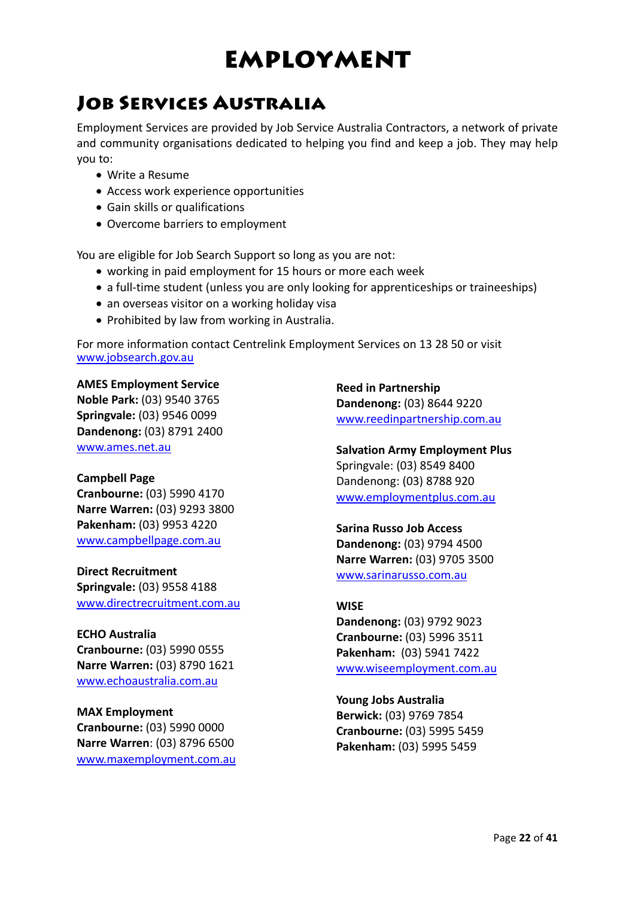# Employment

## Job Services Australia

Employment Services are provided by Job Service Australia Contractors, a network of private and community organisations dedicated to helping you find and keep a job. They may help you to:

- Write a Resume
- Access work experience opportunities
- Gain skills or qualifications
- Overcome barriers to employment

You are eligible for Job Search Support so long as you are not:

- working in paid employment for 15 hours or more each week
- a full-time student (unless you are only looking for apprenticeships or traineeships)
- an overseas visitor on a working holiday visa
- Prohibited by law from working in Australia.

For more information contact Centrelink Employment Services on 13 28 50 or visit www.jobsearch.gov.au

**AMES Employment Service**
**Noble Park:** (03) 9540 3765
**Springvale:** (03) 9546 0099
**Dandenong:** (03) 8791 2400
www.ames.net.au

**Campbell Page**
**Cranbourne:** (03) 5990 4170
**Narre Warren:** (03) 9293 3800
**Pakenham:** (03) 9953 4220
www.campbellpage.com.au

**Direct Recruitment**
**Springvale:** (03) 9558 4188
www.directrecruitment.com.au

**ECHO Australia**
**Cranbourne:** (03) 5990 0555
**Narre Warren:** (03) 8790 1621
www.echoaustralia.com.au

**MAX Employment**
**Cranbourne:** (03) 5990 0000
**Narre Warren**: (03) 8796 6500
www.maxemployment.com.au

**Reed in Partnership**
**Dandenong:** (03) 8644 9220
www.reedinpartnership.com.au

**Salvation Army Employment Plus**
Springvale: (03) 8549 8400
Dandenong: (03) 8788 920
www.employmentplus.com.au

**Sarina Russo Job Access**
**Dandenong:** (03) 9794 4500
**Narre Warren:** (03) 9705 3500
www.sarinarusso.com.au

**WISE**
**Dandenong:** (03) 9792 9023
**Cranbourne:** (03) 5996 3511
**Pakenham:** (03) 5941 7422
www.wiseemployment.com.au

**Young Jobs Australia**
**Berwick:** (03) 9769 7854
**Cranbourne:** (03) 5995 5459
**Pakenham:** (03) 5995 5459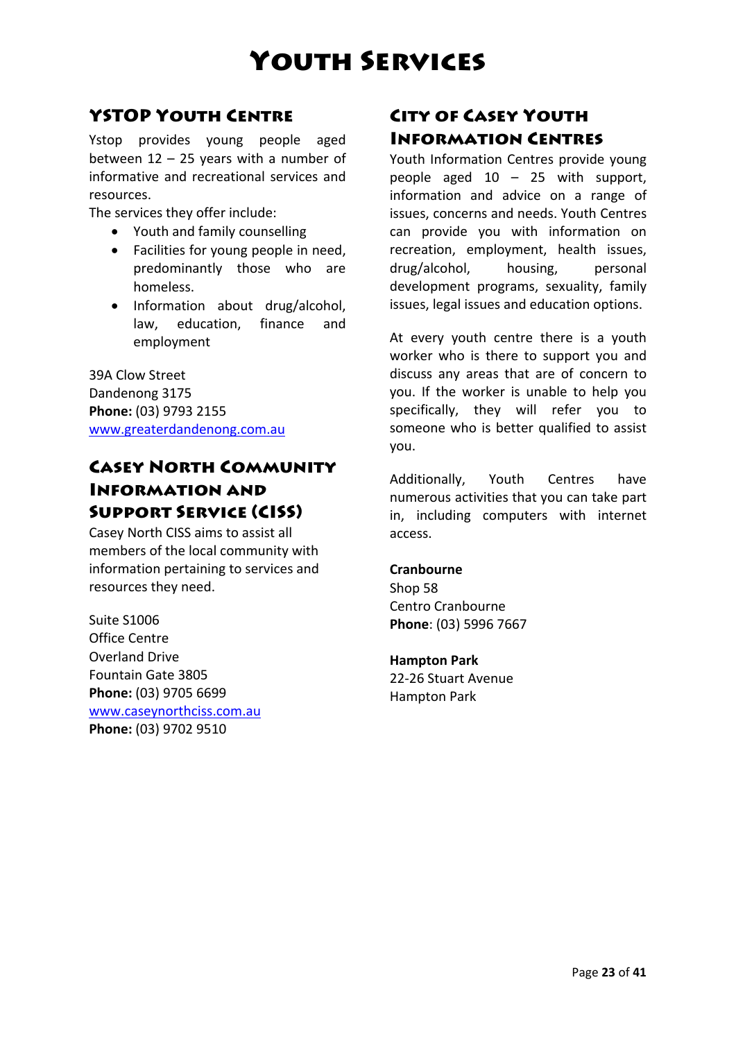# Youth Services

## YSTOP Youth Centre

Ystop provides young people aged between 12 – 25 years with a number of informative and recreational services and resources.

The services they offer include:

- Youth and family counselling
- Facilities for young people in need, predominantly those who are homeless.
- Information about drug/alcohol, law, education, finance and employment

39A Clow Street
Dandenong 3175
**Phone:** (03) 9793 2155
www.greaterdandenong.com.au

## Casey North Community Information and Support Service (CISS)

Casey North CISS aims to assist all members of the local community with information pertaining to services and resources they need.

Suite S1006
Office Centre
Overland Drive
Fountain Gate 3805
**Phone:** (03) 9705 6699
www.caseynorthciss.com.au
**Phone:** (03) 9702 9510

## City of Casey Youth Information Centres

Youth Information Centres provide young people aged 10 – 25 with support, information and advice on a range of issues, concerns and needs. Youth Centres can provide you with information on recreation, employment, health issues, drug/alcohol, housing, personal development programs, sexuality, family issues, legal issues and education options.

At every youth centre there is a youth worker who is there to support you and discuss any areas that are of concern to you. If the worker is unable to help you specifically, they will refer you to someone who is better qualified to assist you.

Additionally, Youth Centres have numerous activities that you can take part in, including computers with internet access.

**Cranbourne**
Shop 58
Centro Cranbourne
**Phone**: (03) 5996 7667

**Hampton Park**
22-26 Stuart Avenue
Hampton Park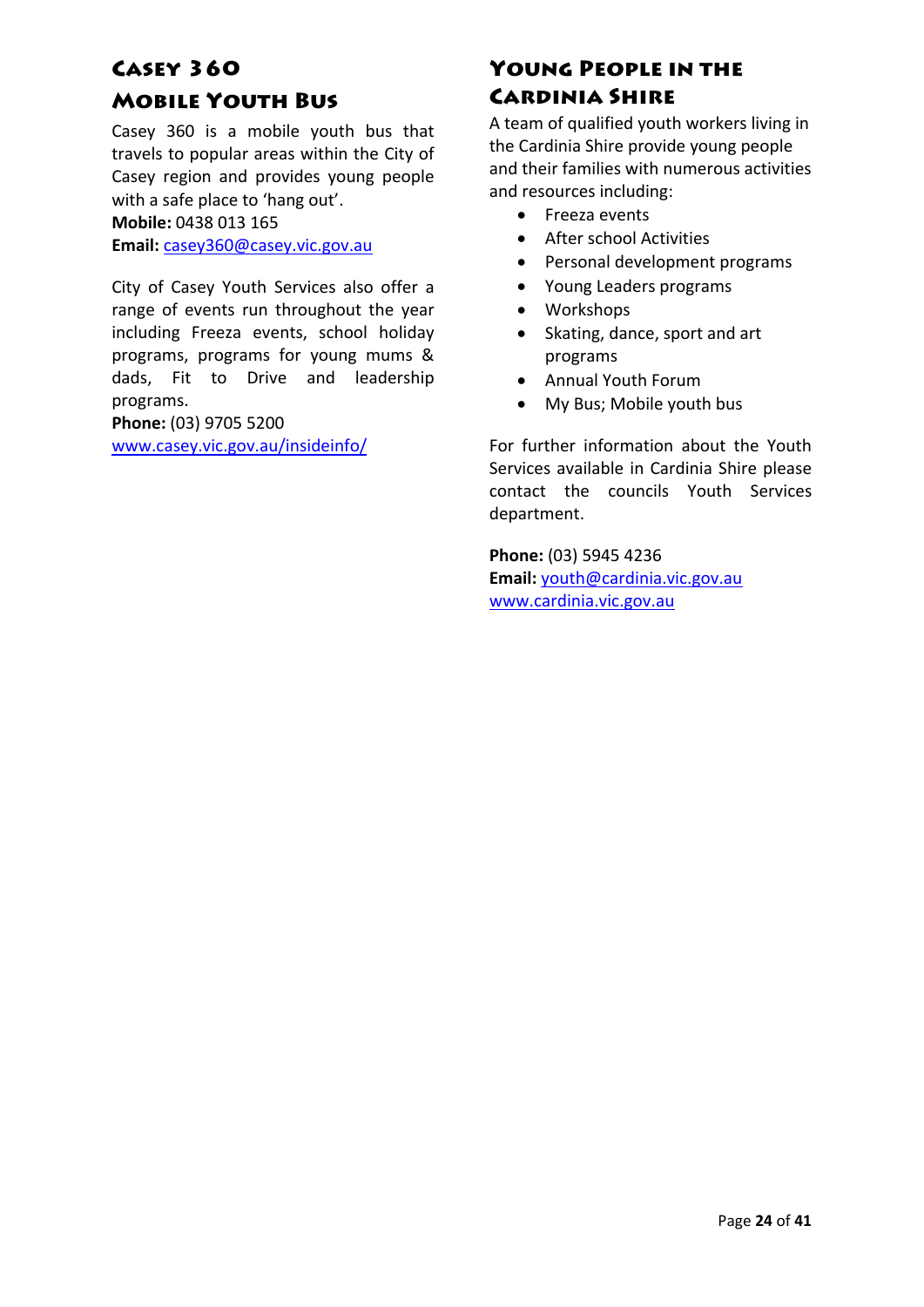## Casey 360 Mobile Youth Bus

Casey 360 is a mobile youth bus that travels to popular areas within the City of Casey region and provides young people with a safe place to 'hang out'.

**Mobile:** 0438 013 165

**Email:** casey360@casey.vic.gov.au

City of Casey Youth Services also offer a range of events run throughout the year including Freeza events, school holiday programs, programs for young mums & dads, Fit to Drive and leadership programs.

**Phone:** (03) 9705 5200

www.casey.vic.gov.au/insideinfo/

## Young People in the Cardinia Shire

A team of qualified youth workers living in the Cardinia Shire provide young people and their families with numerous activities and resources including:

- Freeza events
- After school Activities
- Personal development programs
- Young Leaders programs
- Workshops
- Skating, dance, sport and art programs
- Annual Youth Forum
- My Bus; Mobile youth bus

For further information about the Youth Services available in Cardinia Shire please contact the councils Youth Services department.

**Phone:** (03) 5945 4236

**Email:** youth@cardinia.vic.gov.au

www.cardinia.vic.gov.au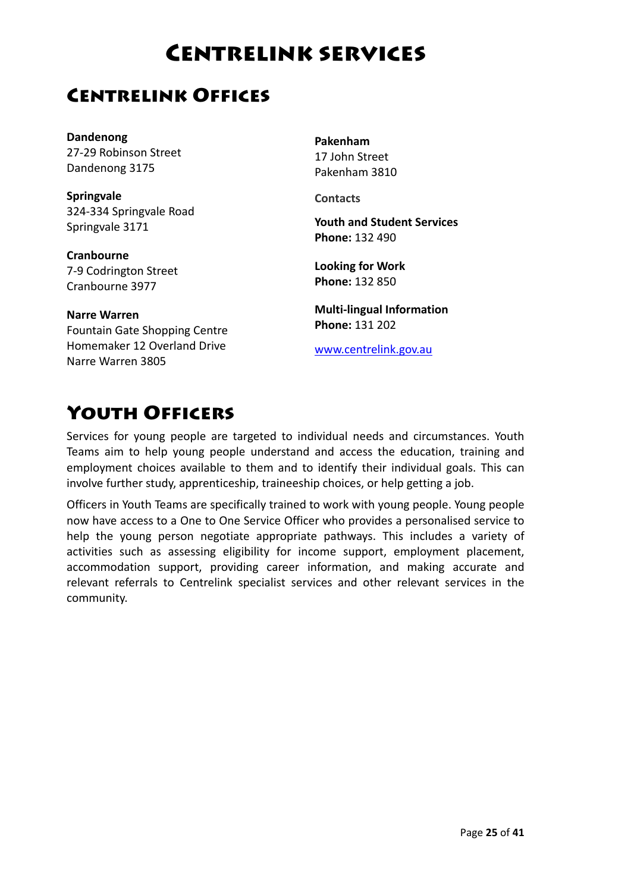# Centrelink services

## Centrelink Offices

**Dandenong**
27-29 Robinson Street
Dandenong 3175

**Springvale**
324-334 Springvale Road
Springvale 3171

**Cranbourne**
7-9 Codrington Street
Cranbourne 3977

**Narre Warren**
Fountain Gate Shopping Centre
Homemaker 12 Overland Drive
Narre Warren 3805

**Pakenham**
17 John Street
Pakenham 3810

**Contacts**

**Youth and Student Services**
**Phone:** 132 490

**Looking for Work**
**Phone:** 132 850

**Multi-lingual Information**
**Phone:** 131 202

www.centrelink.gov.au

## Youth Officers

Services for young people are targeted to individual needs and circumstances. Youth Teams aim to help young people understand and access the education, training and employment choices available to them and to identify their individual goals. This can involve further study, apprenticeship, traineeship choices, or help getting a job.

Officers in Youth Teams are specifically trained to work with young people. Young people now have access to a One to One Service Officer who provides a personalised service to help the young person negotiate appropriate pathways. This includes a variety of activities such as assessing eligibility for income support, employment placement, accommodation support, providing career information, and making accurate and relevant referrals to Centrelink specialist services and other relevant services in the community.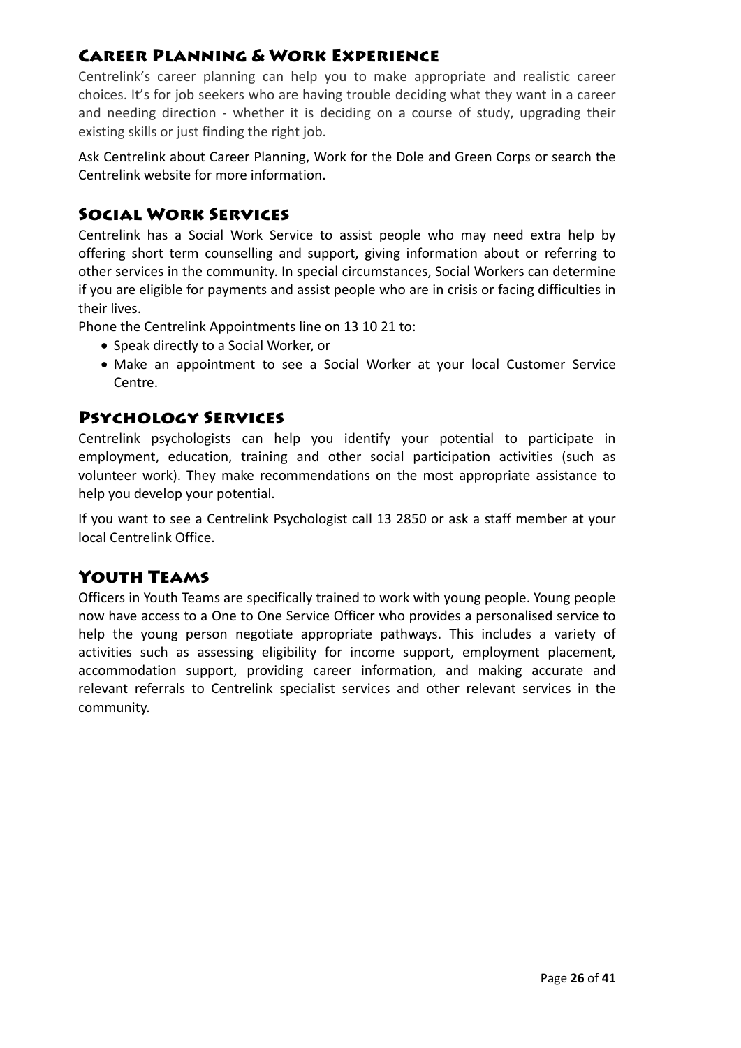## Career Planning & Work Experience

Centrelink's career planning can help you to make appropriate and realistic career choices. It's for job seekers who are having trouble deciding what they want in a career and needing direction - whether it is deciding on a course of study, upgrading their existing skills or just finding the right job.

Ask Centrelink about Career Planning, Work for the Dole and Green Corps or search the Centrelink website for more information.

## Social Work Services

Centrelink has a Social Work Service to assist people who may need extra help by offering short term counselling and support, giving information about or referring to other services in the community. In special circumstances, Social Workers can determine if you are eligible for payments and assist people who are in crisis or facing difficulties in their lives.

Phone the Centrelink Appointments line on 13 10 21 to:

- Speak directly to a Social Worker, or
- Make an appointment to see a Social Worker at your local Customer Service Centre.

## Psychology Services

Centrelink psychologists can help you identify your potential to participate in employment, education, training and other social participation activities (such as volunteer work). They make recommendations on the most appropriate assistance to help you develop your potential.

If you want to see a Centrelink Psychologist call 13 2850 or ask a staff member at your local Centrelink Office.

## Youth Teams

Officers in Youth Teams are specifically trained to work with young people. Young people now have access to a One to One Service Officer who provides a personalised service to help the young person negotiate appropriate pathways. This includes a variety of activities such as assessing eligibility for income support, employment placement, accommodation support, providing career information, and making accurate and relevant referrals to Centrelink specialist services and other relevant services in the community.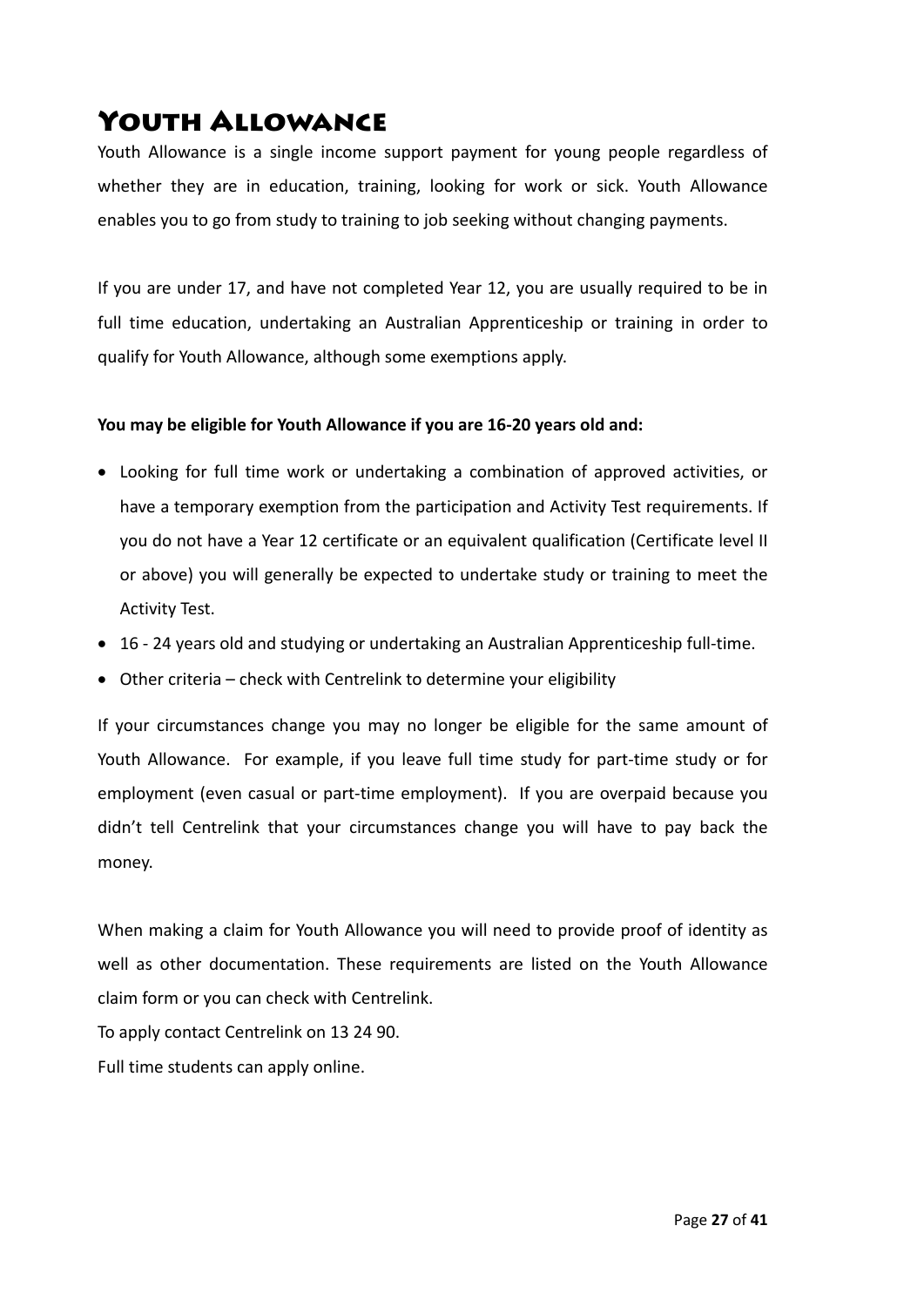# Youth Allowance

Youth Allowance is a single income support payment for young people regardless of whether they are in education, training, looking for work or sick. Youth Allowance enables you to go from study to training to job seeking without changing payments.

If you are under 17, and have not completed Year 12, you are usually required to be in full time education, undertaking an Australian Apprenticeship or training in order to qualify for Youth Allowance, although some exemptions apply.

**You may be eligible for Youth Allowance if you are 16-20 years old and:**

- Looking for full time work or undertaking a combination of approved activities, or have a temporary exemption from the participation and Activity Test requirements. If you do not have a Year 12 certificate or an equivalent qualification (Certificate level II or above) you will generally be expected to undertake study or training to meet the Activity Test.
- 16 - 24 years old and studying or undertaking an Australian Apprenticeship full-time.
- Other criteria – check with Centrelink to determine your eligibility

If your circumstances change you may no longer be eligible for the same amount of Youth Allowance. For example, if you leave full time study for part-time study or for employment (even casual or part-time employment). If you are overpaid because you didn't tell Centrelink that your circumstances change you will have to pay back the money.

When making a claim for Youth Allowance you will need to provide proof of identity as well as other documentation. These requirements are listed on the Youth Allowance claim form or you can check with Centrelink.

To apply contact Centrelink on 13 24 90.

Full time students can apply online.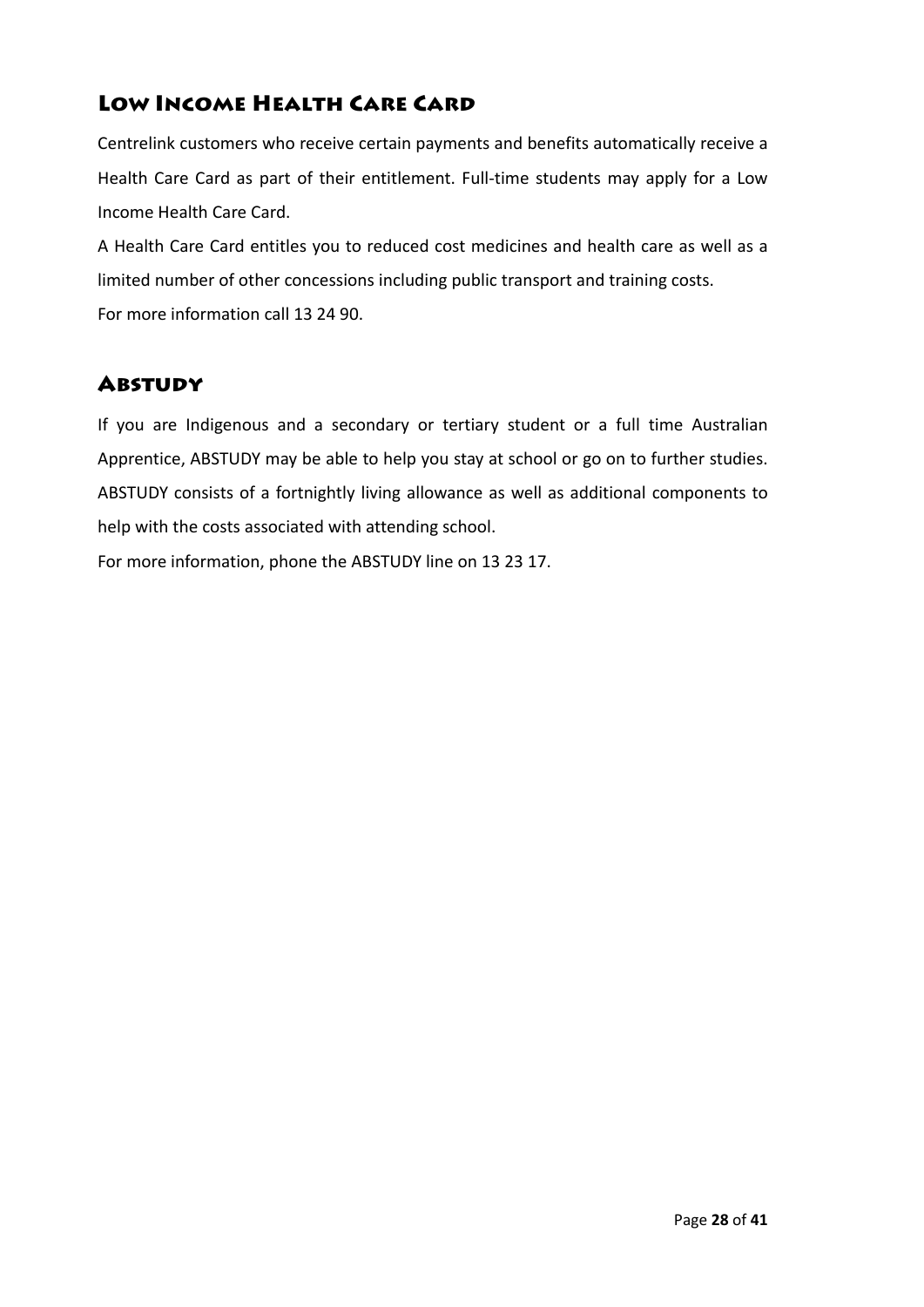## Low Income Health Care Card

Centrelink customers who receive certain payments and benefits automatically receive a Health Care Card as part of their entitlement. Full-time students may apply for a Low Income Health Care Card.

A Health Care Card entitles you to reduced cost medicines and health care as well as a limited number of other concessions including public transport and training costs.

For more information call 13 24 90.

## Abstudy

If you are Indigenous and a secondary or tertiary student or a full time Australian Apprentice, ABSTUDY may be able to help you stay at school or go on to further studies. ABSTUDY consists of a fortnightly living allowance as well as additional components to help with the costs associated with attending school.

For more information, phone the ABSTUDY line on 13 23 17.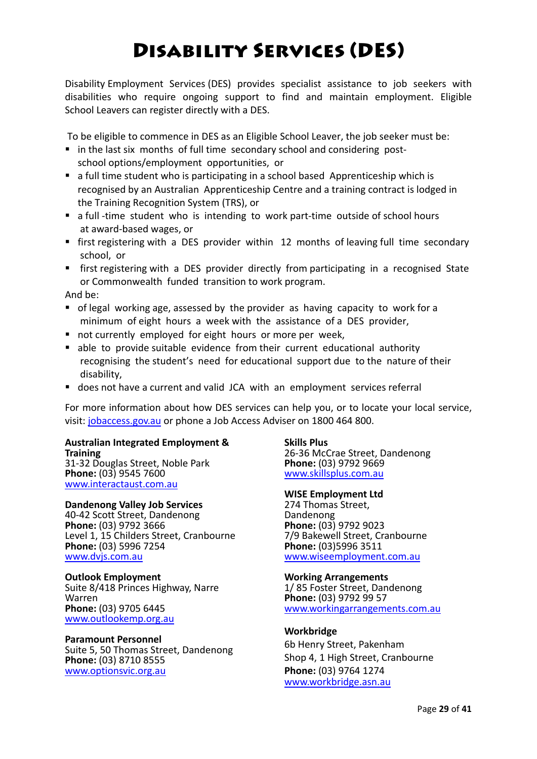# Disability Services (DES)

Disability Employment Services (DES) provides specialist assistance to job seekers with disabilities who require ongoing support to find and maintain employment. Eligible School Leavers can register directly with a DES.

To be eligible to commence in DES as an Eligible School Leaver, the job seeker must be:

- in the last six months of full time secondary school and considering post-school options/employment opportunities, or
- a full time student who is participating in a school based Apprenticeship which is recognised by an Australian Apprenticeship Centre and a training contract is lodged in the Training Recognition System (TRS), or
- a full -time student who is intending to work part-time outside of school hours at award-based wages, or
- first registering with a DES provider within 12 months of leaving full time secondary school, or
- first registering with a DES provider directly from participating in a recognised State or Commonwealth funded transition to work program.

And be:

- of legal working age, assessed by the provider as having capacity to work for a minimum of eight hours a week with the assistance of a DES provider,
- not currently employed for eight hours or more per week,
- able to provide suitable evidence from their current educational authority recognising the student's need for educational support due to the nature of their disability,
- does not have a current and valid JCA with an employment services referral

For more information about how DES services can help you, or to locate your local service, visit: jobaccess.gov.au or phone a Job Access Adviser on 1800 464 800.

**Australian Integrated Employment & Training**
31-32 Douglas Street, Noble Park
**Phone:** (03) 9545 7600
www.interactaust.com.au

**Dandenong Valley Job Services**
40-42 Scott Street, Dandenong
**Phone:** (03) 9792 3666
Level 1, 15 Childers Street, Cranbourne
**Phone:** (03) 5996 7254
www.dvjs.com.au

**Outlook Employment**
Suite 8/418 Princes Highway, Narre Warren
**Phone:** (03) 9705 6445
www.outlookemp.org.au

**Paramount Personnel**
Suite 5, 50 Thomas Street, Dandenong
**Phone:** (03) 8710 8555
www.optionsvic.org.au

**Skills Plus**
26-36 McCrae Street, Dandenong
**Phone:** (03) 9792 9669
www.skillsplus.com.au

**WISE Employment Ltd**
274 Thomas Street, Dandenong
**Phone:** (03) 9792 9023
7/9 Bakewell Street, Cranbourne
**Phone:** (03)5996 3511
www.wiseemployment.com.au

**Working Arrangements**
1/ 85 Foster Street, Dandenong
**Phone:** (03) 9792 99 57
www.workingarrangements.com.au

**Workbridge**
6b Henry Street, Pakenham
Shop 4, 1 High Street, Cranbourne
**Phone:** (03) 9764 1274
www.workbridge.asn.au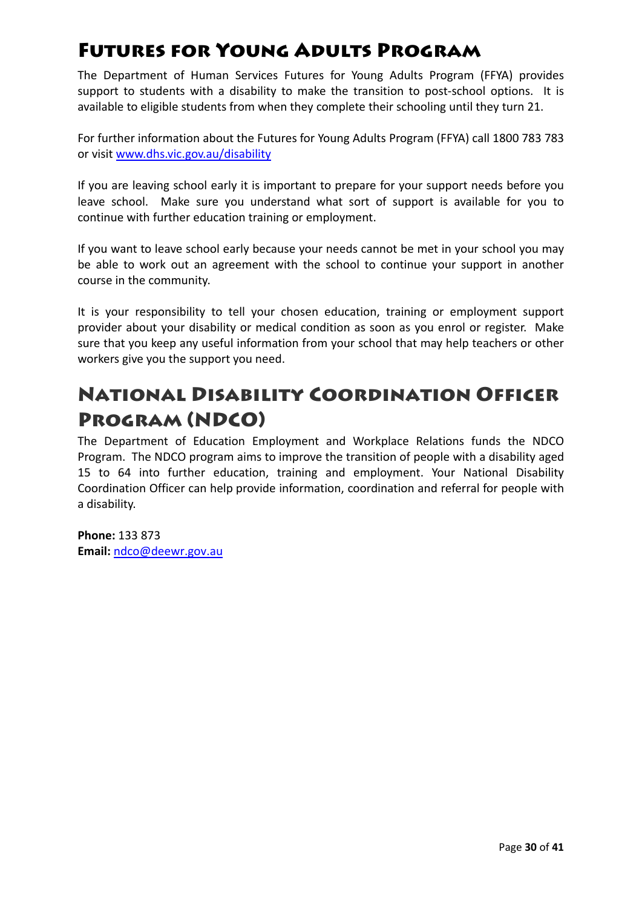# Futures for Young Adults Program

The Department of Human Services Futures for Young Adults Program (FFYA) provides support to students with a disability to make the transition to post-school options. It is available to eligible students from when they complete their schooling until they turn 21.

For further information about the Futures for Young Adults Program (FFYA) call 1800 783 783 or visit www.dhs.vic.gov.au/disability

If you are leaving school early it is important to prepare for your support needs before you leave school. Make sure you understand what sort of support is available for you to continue with further education training or employment.

If you want to leave school early because your needs cannot be met in your school you may be able to work out an agreement with the school to continue your support in another course in the community.

It is your responsibility to tell your chosen education, training or employment support provider about your disability or medical condition as soon as you enrol or register. Make sure that you keep any useful information from your school that may help teachers or other workers give you the support you need.

# National Disability Coordination Officer Program (NDCO)

The Department of Education Employment and Workplace Relations funds the NDCO Program. The NDCO program aims to improve the transition of people with a disability aged 15 to 64 into further education, training and employment. Your National Disability Coordination Officer can help provide information, coordination and referral for people with a disability.

**Phone:** 133 873
**Email:** ndco@deewr.gov.au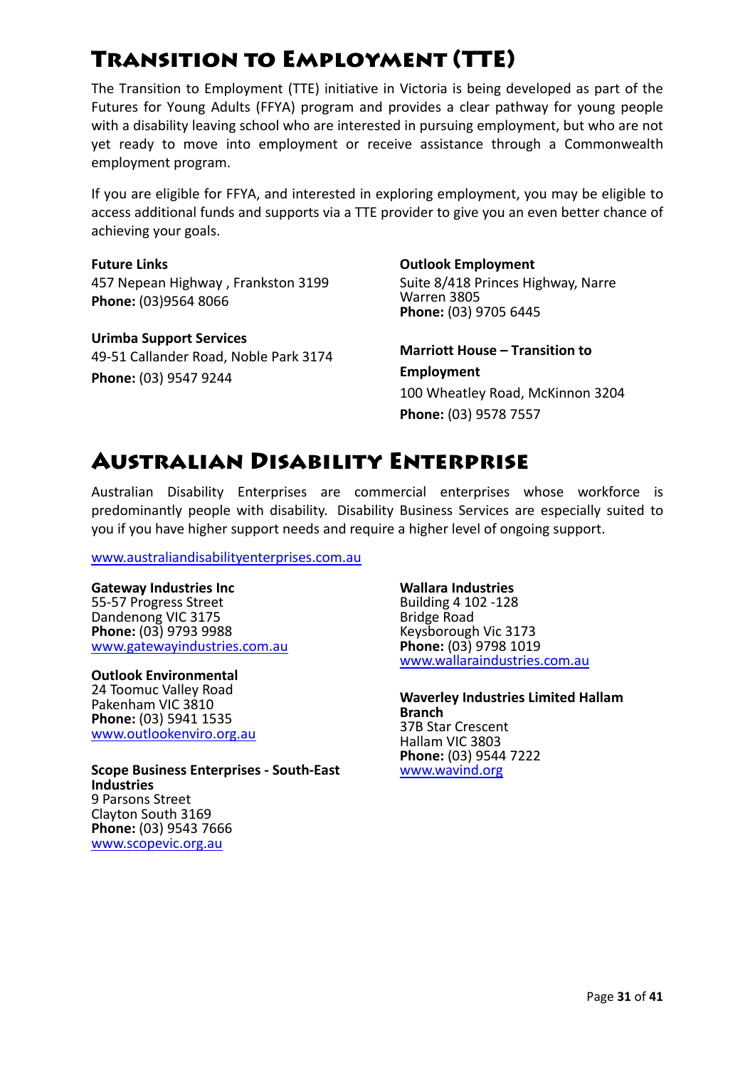# Transition to Employment (TTE)

The Transition to Employment (TTE) initiative in Victoria is being developed as part of the Futures for Young Adults (FFYA) program and provides a clear pathway for young people with a disability leaving school who are interested in pursuing employment, but who are not yet ready to move into employment or receive assistance through a Commonwealth employment program.

If you are eligible for FFYA, and interested in exploring employment, you may be eligible to access additional funds and supports via a TTE provider to give you an even better chance of achieving your goals.

**Future Links**
457 Nepean Highway , Frankston 3199
**Phone:** (03)9564 8066

**Urimba Support Services**
49-51 Callander Road, Noble Park 3174
**Phone:** (03) 9547 9244

**Outlook Employment**
Suite 8/418 Princes Highway, Narre Warren 3805
**Phone:** (03) 9705 6445

**Marriott House – Transition to Employment**
100 Wheatley Road, McKinnon 3204
**Phone:** (03) 9578 7557

# Australian Disability Enterprise

Australian Disability Enterprises are commercial enterprises whose workforce is predominantly people with disability. Disability Business Services are especially suited to you if you have higher support needs and require a higher level of ongoing support.

www.australiandisabilityenterprises.com.au

**Gateway Industries Inc**
55-57 Progress Street
Dandenong VIC 3175
**Phone:** (03) 9793 9988
www.gatewayindustries.com.au

**Outlook Environmental**
24 Toomuc Valley Road
Pakenham VIC 3810
**Phone:** (03) 5941 1535
www.outlookenviro.org.au

**Scope Business Enterprises - South-East Industries**
9 Parsons Street
Clayton South 3169
**Phone:** (03) 9543 7666
www.scopevic.org.au

**Wallara Industries**
Building 4 102 -128
Bridge Road
Keysborough Vic 3173
**Phone:** (03) 9798 1019
www.wallaraindustries.com.au

**Waverley Industries Limited Hallam Branch**
37B Star Crescent
Hallam VIC 3803
**Phone:** (03) 9544 7222
www.wavind.org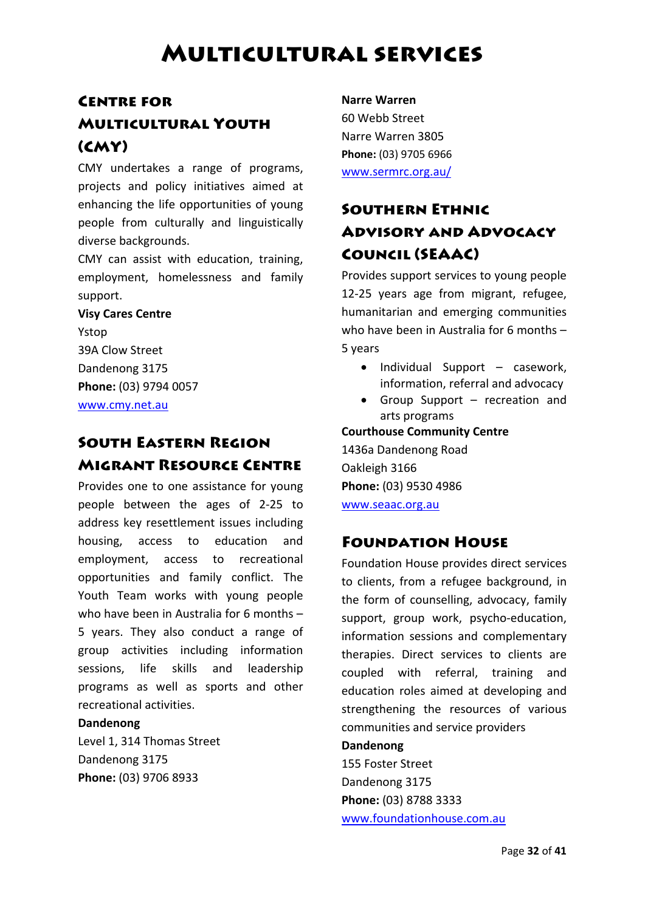# Multicultural services

## Centre for Multicultural Youth (CMY)

CMY undertakes a range of programs, projects and policy initiatives aimed at enhancing the life opportunities of young people from culturally and linguistically diverse backgrounds.

CMY can assist with education, training, employment, homelessness and family support.

**Visy Cares Centre**
Ystop
39A Clow Street
Dandenong 3175
**Phone:** (03) 9794 0057
www.cmy.net.au

## South Eastern Region Migrant Resource Centre

Provides one to one assistance for young people between the ages of 2-25 to address key resettlement issues including housing, access to education and employment, access to recreational opportunities and family conflict. The Youth Team works with young people who have been in Australia for 6 months – 5 years. They also conduct a range of group activities including information sessions, life skills and leadership programs as well as sports and other recreational activities.

**Dandenong**
Level 1, 314 Thomas Street
Dandenong 3175
**Phone:** (03) 9706 8933

**Narre Warren**
60 Webb Street
Narre Warren 3805
**Phone:** (03) 9705 6966
www.sermrc.org.au/

## Southern Ethnic Advisory and Advocacy Council (SEAAC)

Provides support services to young people 12-25 years age from migrant, refugee, humanitarian and emerging communities who have been in Australia for 6 months – 5 years

- Individual Support – casework, information, referral and advocacy
- Group Support – recreation and arts programs

**Courthouse Community Centre**
1436a Dandenong Road
Oakleigh 3166
**Phone:** (03) 9530 4986
www.seaac.org.au

## Foundation House

Foundation House provides direct services to clients, from a refugee background, in the form of counselling, advocacy, family support, group work, psycho-education, information sessions and complementary therapies. Direct services to clients are coupled with referral, training and education roles aimed at developing and strengthening the resources of various communities and service providers

**Dandenong**
155 Foster Street
Dandenong 3175
**Phone:** (03) 8788 3333
www.foundationhouse.com.au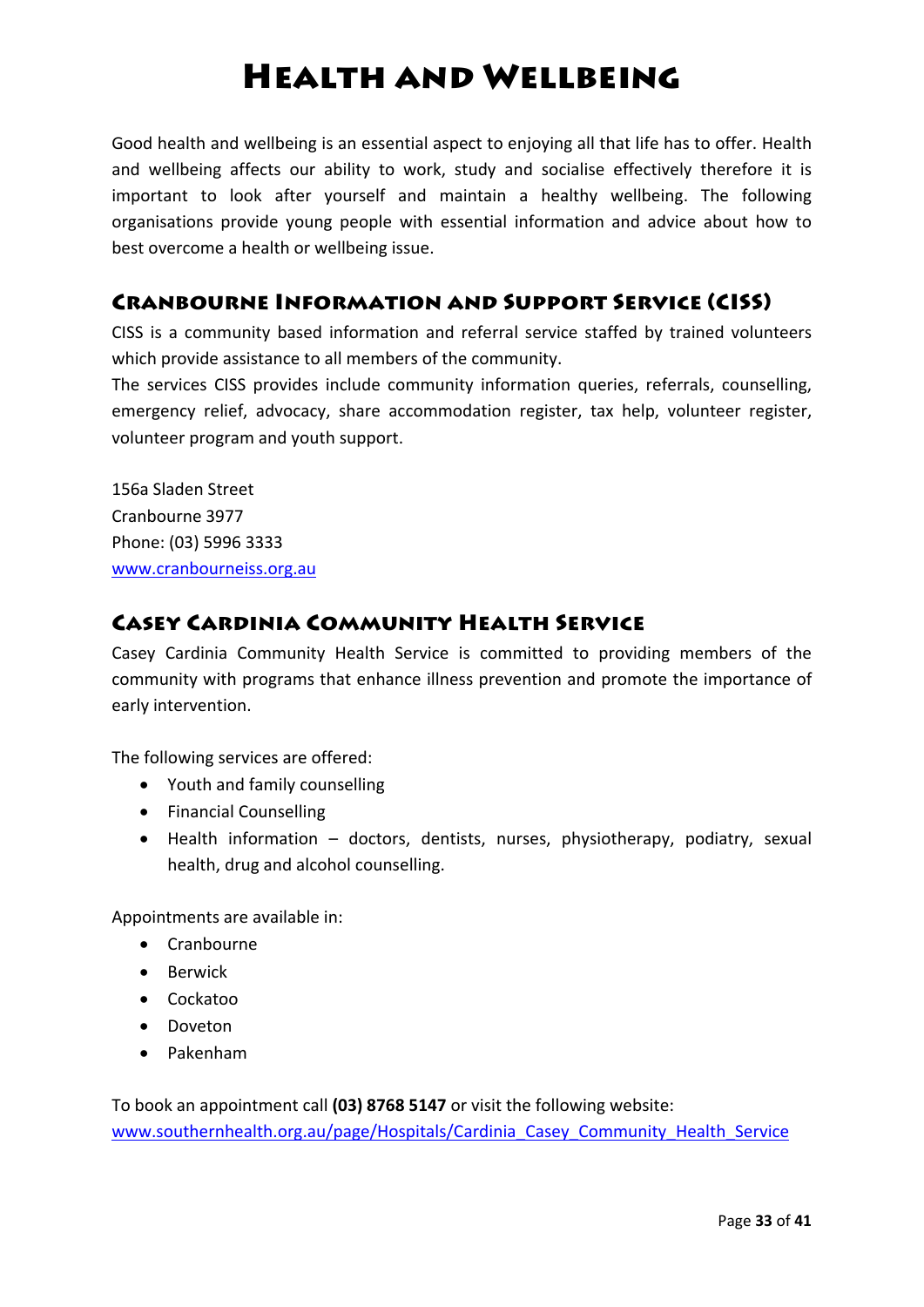# Health and Wellbeing

Good health and wellbeing is an essential aspect to enjoying all that life has to offer. Health and wellbeing affects our ability to work, study and socialise effectively therefore it is important to look after yourself and maintain a healthy wellbeing. The following organisations provide young people with essential information and advice about how to best overcome a health or wellbeing issue.

## Cranbourne Information and Support Service (CISS)

CISS is a community based information and referral service staffed by trained volunteers which provide assistance to all members of the community.
The services CISS provides include community information queries, referrals, counselling, emergency relief, advocacy, share accommodation register, tax help, volunteer register, volunteer program and youth support.

156a Sladen Street
Cranbourne 3977
Phone: (03) 5996 3333
www.cranbourneiss.org.au

## Casey Cardinia Community Health Service

Casey Cardinia Community Health Service is committed to providing members of the community with programs that enhance illness prevention and promote the importance of early intervention.

The following services are offered:

- Youth and family counselling
- Financial Counselling
- Health information – doctors, dentists, nurses, physiotherapy, podiatry, sexual health, drug and alcohol counselling.

Appointments are available in:

- Cranbourne
- Berwick
- Cockatoo
- Doveton
- Pakenham

To book an appointment call **(03) 8768 5147** or visit the following website:
www.southernhealth.org.au/page/Hospitals/Cardinia_Casey_Community_Health_Service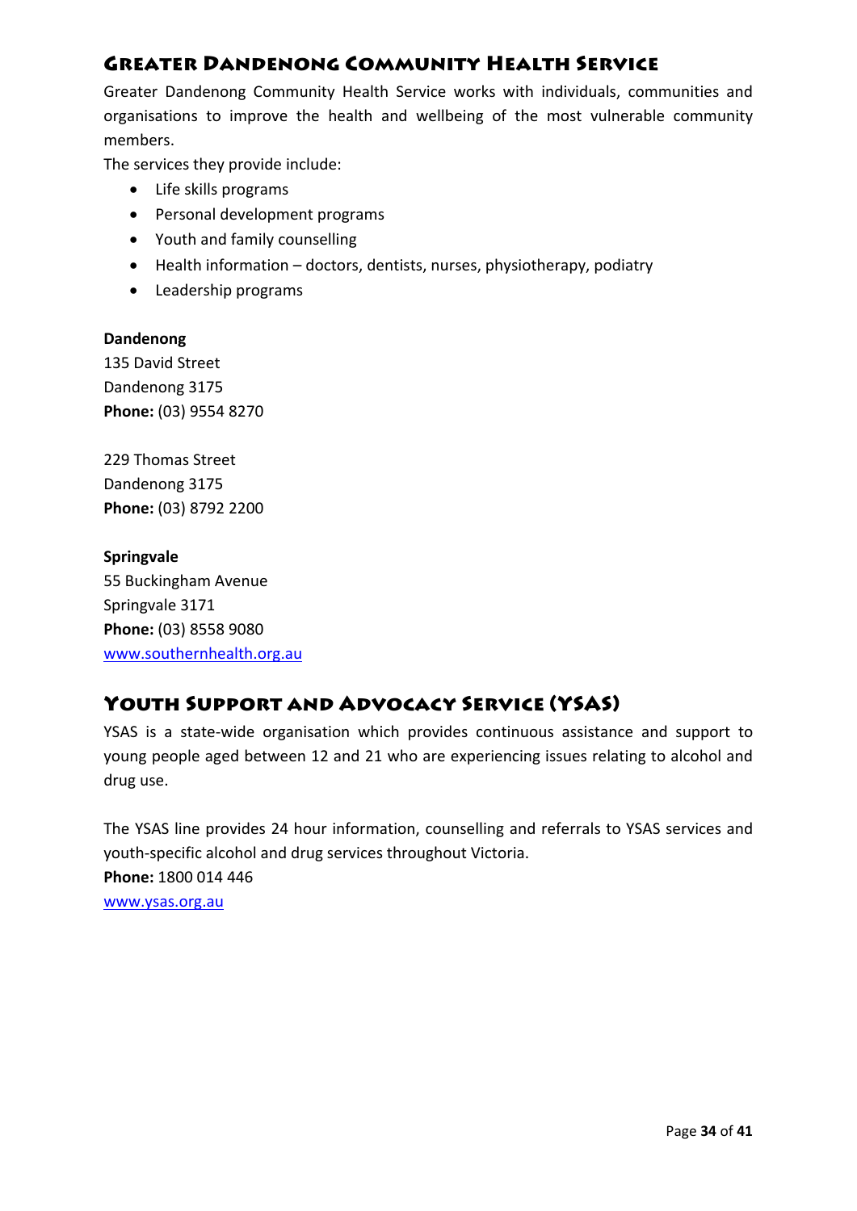## Greater Dandenong Community Health Service

Greater Dandenong Community Health Service works with individuals, communities and organisations to improve the health and wellbeing of the most vulnerable community members.

The services they provide include:

- Life skills programs
- Personal development programs
- Youth and family counselling
- Health information – doctors, dentists, nurses, physiotherapy, podiatry
- Leadership programs

**Dandenong**
135 David Street
Dandenong 3175
**Phone:** (03) 9554 8270

229 Thomas Street
Dandenong 3175
**Phone:** (03) 8792 2200

**Springvale**
55 Buckingham Avenue
Springvale 3171
**Phone:** (03) 8558 9080
www.southernhealth.org.au

## Youth Support and Advocacy Service (YSAS)

YSAS is a state-wide organisation which provides continuous assistance and support to young people aged between 12 and 21 who are experiencing issues relating to alcohol and drug use.

The YSAS line provides 24 hour information, counselling and referrals to YSAS services and youth-specific alcohol and drug services throughout Victoria.
**Phone:** 1800 014 446
www.ysas.org.au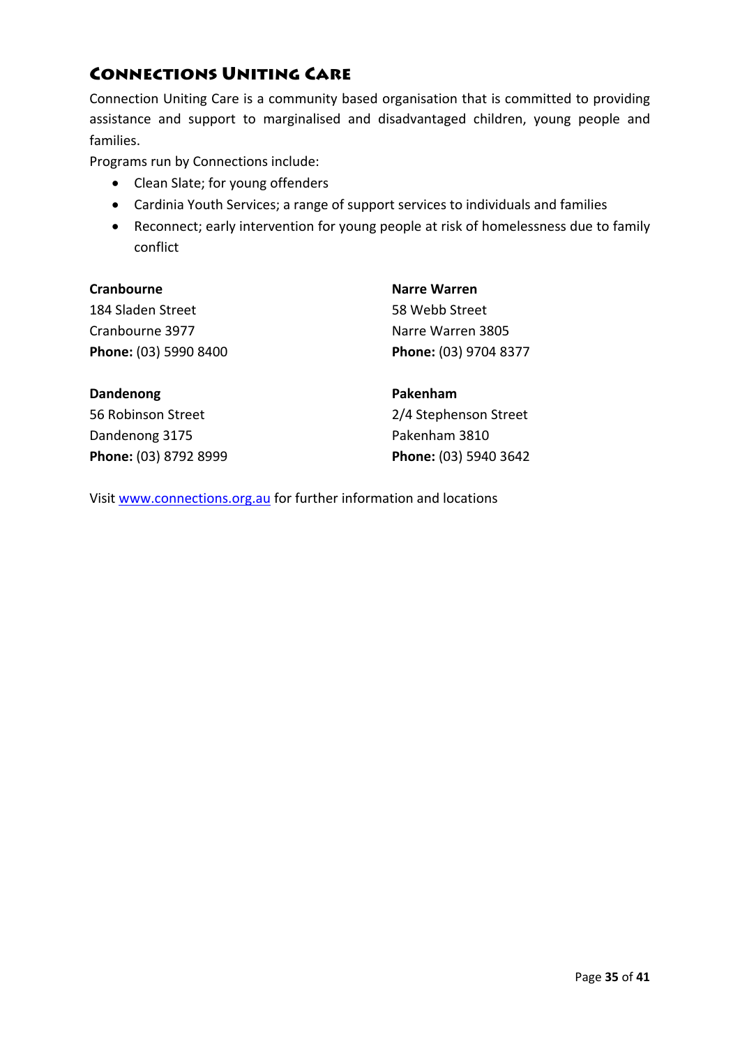## Connections Uniting Care

Connection Uniting Care is a community based organisation that is committed to providing assistance and support to marginalised and disadvantaged children, young people and families.

Programs run by Connections include:

- Clean Slate; for young offenders
- Cardinia Youth Services; a range of support services to individuals and families
- Reconnect; early intervention for young people at risk of homelessness due to family conflict

**Cranbourne**
184 Sladen Street
Cranbourne 3977
**Phone:** (03) 5990 8400

**Dandenong**
56 Robinson Street
Dandenong 3175
**Phone:** (03) 8792 8999

**Narre Warren**
58 Webb Street
Narre Warren 3805
**Phone:** (03) 9704 8377

**Pakenham**
2/4 Stephenson Street
Pakenham 3810
**Phone:** (03) 5940 3642

Visit [www.connections.org.au](http://www.connections.org.au) for further information and locations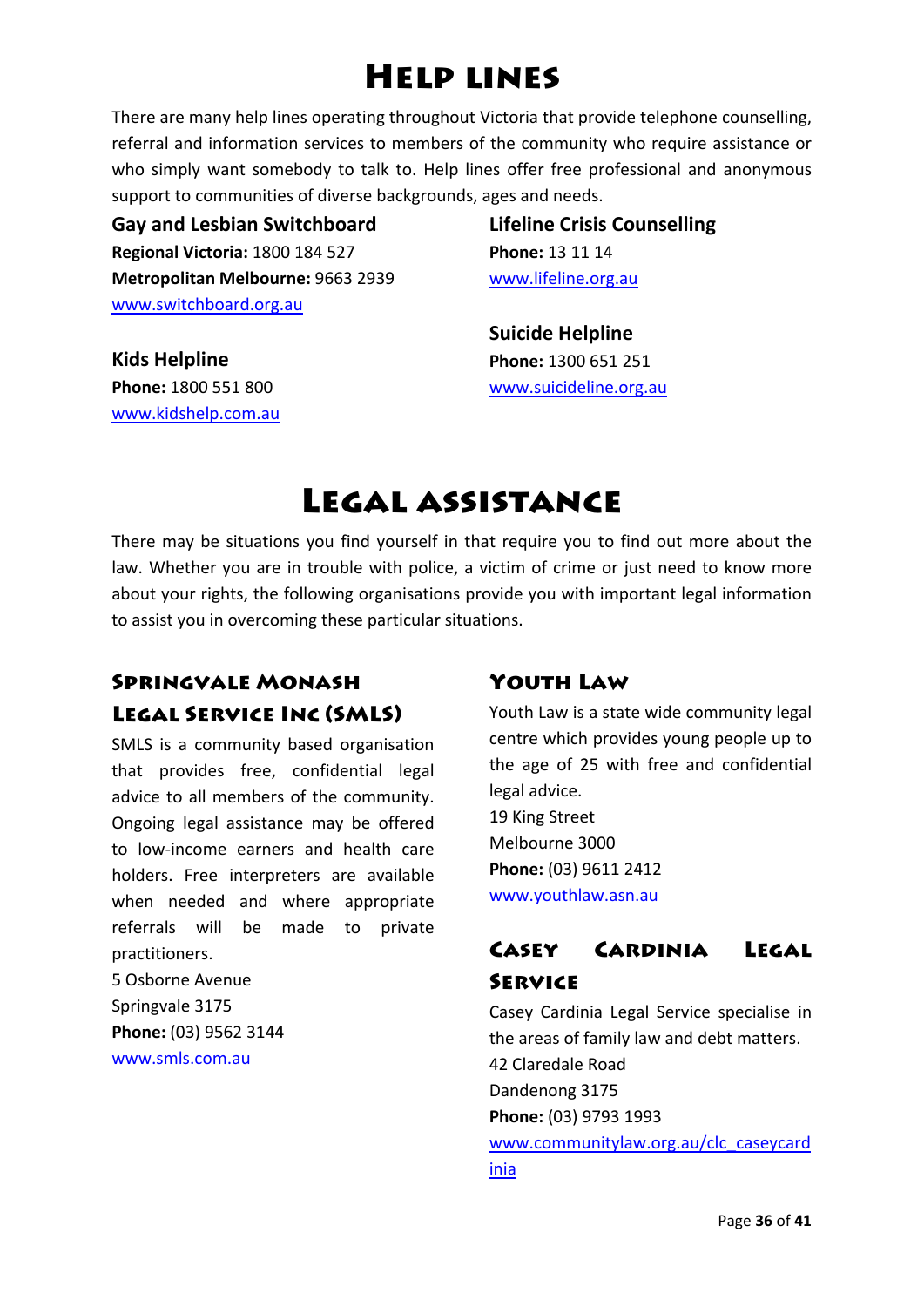# Help lines

There are many help lines operating throughout Victoria that provide telephone counselling, referral and information services to members of the community who require assistance or who simply want somebody to talk to. Help lines offer free professional and anonymous support to communities of diverse backgrounds, ages and needs.

### Gay and Lesbian Switchboard

**Regional Victoria:** 1800 184 527
**Metropolitan Melbourne:** 9663 2939
www.switchboard.org.au

### Kids Helpline

**Phone:** 1800 551 800
www.kidshelp.com.au

### Lifeline Crisis Counselling

**Phone:** 13 11 14
www.lifeline.org.au

### Suicide Helpline

**Phone:** 1300 651 251
www.suicideline.org.au

# Legal assistance

There may be situations you find yourself in that require you to find out more about the law. Whether you are in trouble with police, a victim of crime or just need to know more about your rights, the following organisations provide you with important legal information to assist you in overcoming these particular situations.

## Springvale Monash Legal Service Inc (SMLS)

SMLS is a community based organisation that provides free, confidential legal advice to all members of the community. Ongoing legal assistance may be offered to low-income earners and health care holders. Free interpreters are available when needed and where appropriate referrals will be made to private practitioners.
5 Osborne Avenue
Springvale 3175
**Phone:** (03) 9562 3144
www.smls.com.au

## Youth Law

Youth Law is a state wide community legal centre which provides young people up to the age of 25 with free and confidential legal advice.
19 King Street
Melbourne 3000
**Phone:** (03) 9611 2412
www.youthlaw.asn.au

## Casey Cardinia Legal Service

Casey Cardinia Legal Service specialise in the areas of family law and debt matters.
42 Claredale Road
Dandenong 3175
**Phone:** (03) 9793 1993
www.communitylaw.org.au/clc_caseycardinia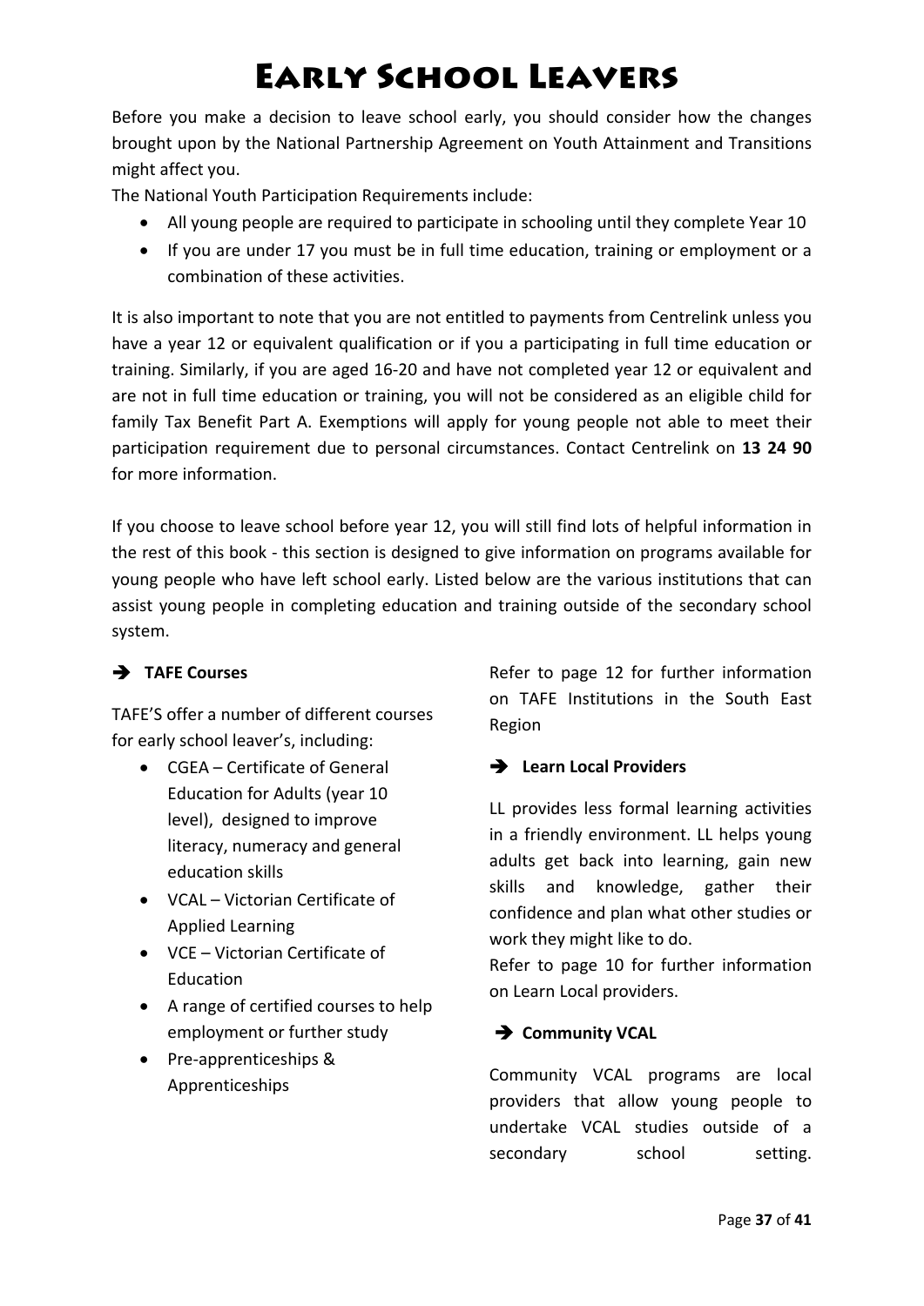# Early School Leavers

Before you make a decision to leave school early, you should consider how the changes brought upon by the National Partnership Agreement on Youth Attainment and Transitions might affect you.

The National Youth Participation Requirements include:

- All young people are required to participate in schooling until they complete Year 10
- If you are under 17 you must be in full time education, training or employment or a combination of these activities.

It is also important to note that you are not entitled to payments from Centrelink unless you have a year 12 or equivalent qualification or if you a participating in full time education or training. Similarly, if you are aged 16-20 and have not completed year 12 or equivalent and are not in full time education or training, you will not be considered as an eligible child for family Tax Benefit Part A. Exemptions will apply for young people not able to meet their participation requirement due to personal circumstances. Contact Centrelink on **13 24 90** for more information.

If you choose to leave school before year 12, you will still find lots of helpful information in the rest of this book - this section is designed to give information on programs available for young people who have left school early. Listed below are the various institutions that can assist young people in completing education and training outside of the secondary school system.

### ➔ TAFE Courses

TAFE'S offer a number of different courses for early school leaver's, including:

- CGEA – Certificate of General Education for Adults (year 10 level), designed to improve literacy, numeracy and general education skills
- VCAL – Victorian Certificate of Applied Learning
- VCE – Victorian Certificate of Education
- A range of certified courses to help employment or further study
- Pre-apprenticeships & Apprenticeships

Refer to page 12 for further information on TAFE Institutions in the South East Region

### ➔ Learn Local Providers

LL provides less formal learning activities in a friendly environment. LL helps young adults get back into learning, gain new skills and knowledge, gather their confidence and plan what other studies or work they might like to do.

Refer to page 10 for further information on Learn Local providers.

### ➔ Community VCAL

Community VCAL programs are local providers that allow young people to undertake VCAL studies outside of a secondary school setting.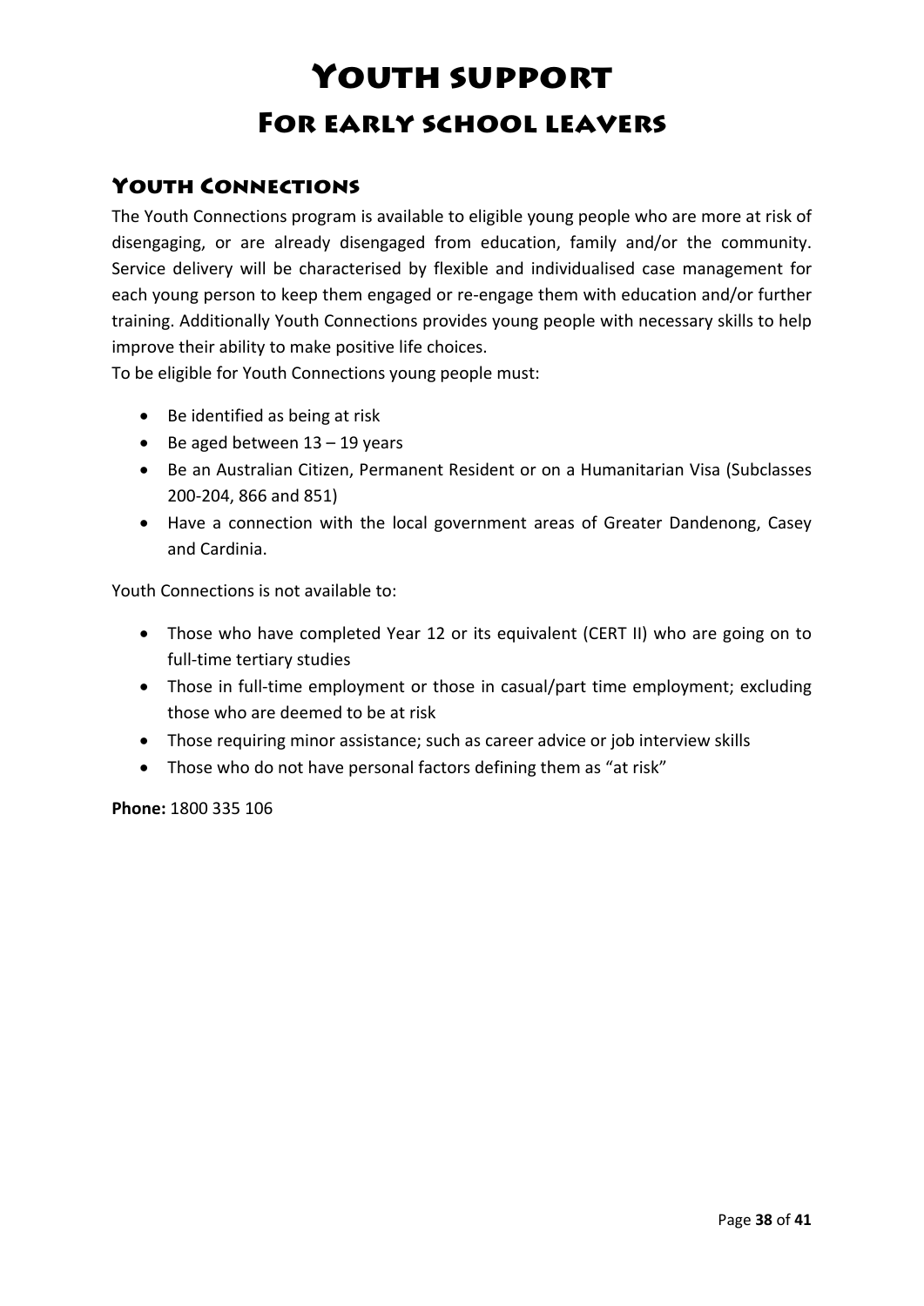# Youth support

## For early school leavers

### Youth Connections

The Youth Connections program is available to eligible young people who are more at risk of disengaging, or are already disengaged from education, family and/or the community. Service delivery will be characterised by flexible and individualised case management for each young person to keep them engaged or re-engage them with education and/or further training. Additionally Youth Connections provides young people with necessary skills to help improve their ability to make positive life choices.

To be eligible for Youth Connections young people must:

- Be identified as being at risk
- Be aged between 13 – 19 years
- Be an Australian Citizen, Permanent Resident or on a Humanitarian Visa (Subclasses 200-204, 866 and 851)
- Have a connection with the local government areas of Greater Dandenong, Casey and Cardinia.

Youth Connections is not available to:

- Those who have completed Year 12 or its equivalent (CERT II) who are going on to full-time tertiary studies
- Those in full-time employment or those in casual/part time employment; excluding those who are deemed to be at risk
- Those requiring minor assistance; such as career advice or job interview skills
- Those who do not have personal factors defining them as "at risk"

**Phone:** 1800 335 106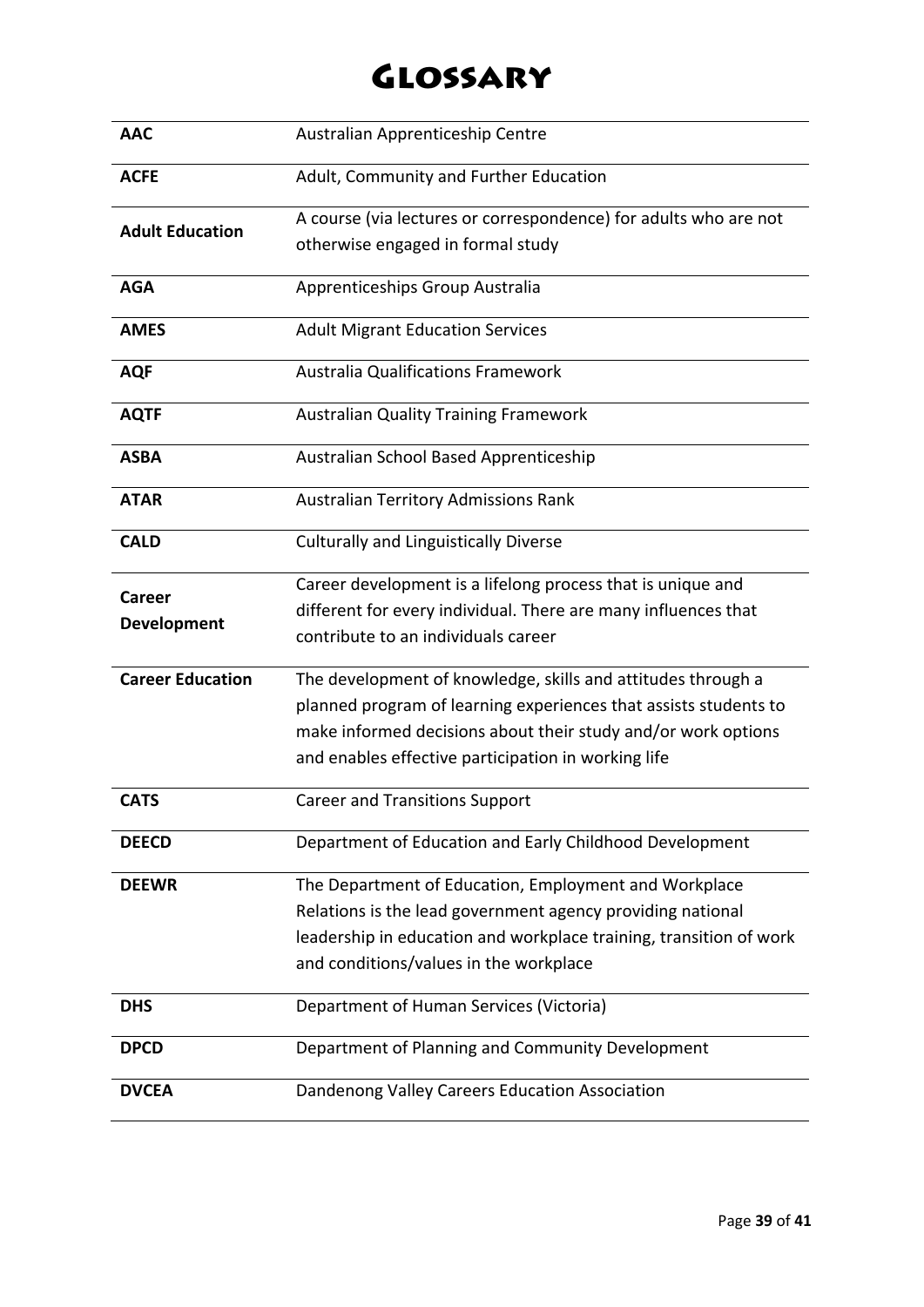# Glossary

| | |
|---|---|
| **AAC** | Australian Apprenticeship Centre |
| **ACFE** | Adult, Community and Further Education |
| **Adult Education** | A course (via lectures or correspondence) for adults who are not otherwise engaged in formal study |
| **AGA** | Apprenticeships Group Australia |
| **AMES** | Adult Migrant Education Services |
| **AQF** | Australia Qualifications Framework |
| **AQTF** | Australian Quality Training Framework |
| **ASBA** | Australian School Based Apprenticeship |
| **ATAR** | Australian Territory Admissions Rank |
| **CALD** | Culturally and Linguistically Diverse |
| **Career Development** | Career development is a lifelong process that is unique and different for every individual. There are many influences that contribute to an individuals career |
| **Career Education** | The development of knowledge, skills and attitudes through a planned program of learning experiences that assists students to make informed decisions about their study and/or work options and enables effective participation in working life |
| **CATS** | Career and Transitions Support |
| **DEECD** | Department of Education and Early Childhood Development |
| **DEEWR** | The Department of Education, Employment and Workplace Relations is the lead government agency providing national leadership in education and workplace training, transition of work and conditions/values in the workplace |
| **DHS** | Department of Human Services (Victoria) |
| **DPCD** | Department of Planning and Community Development |
| **DVCEA** | Dandenong Valley Careers Education Association |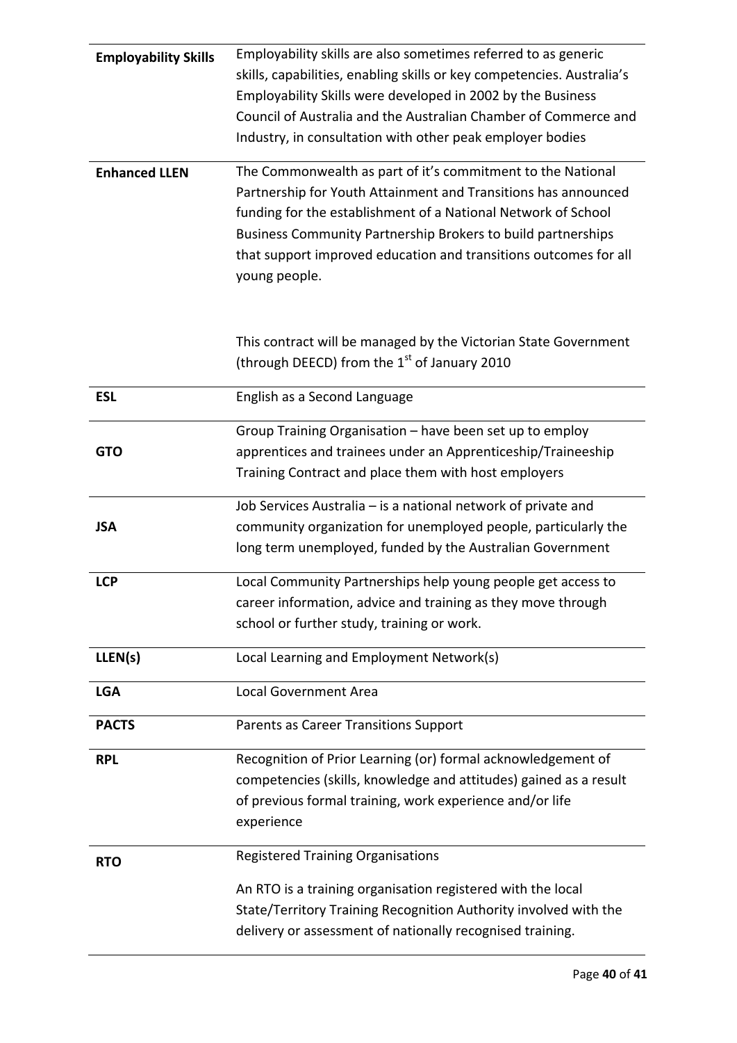| | |
|---|---|
| **Employability Skills** | Employability skills are also sometimes referred to as generic skills, capabilities, enabling skills or key competencies. Australia's Employability Skills were developed in 2002 by the Business Council of Australia and the Australian Chamber of Commerce and Industry, in consultation with other peak employer bodies |
| **Enhanced LLEN** | The Commonwealth as part of it's commitment to the National Partnership for Youth Attainment and Transitions has announced funding for the establishment of a National Network of School Business Community Partnership Brokers to build partnerships that support improved education and transitions outcomes for all young people.<br><br>This contract will be managed by the Victorian State Government (through DEECD) from the 1st of January 2010 |
| **ESL** | English as a Second Language |
| **GTO** | Group Training Organisation – have been set up to employ apprentices and trainees under an Apprenticeship/Traineeship Training Contract and place them with host employers |
| **JSA** | Job Services Australia – is a national network of private and community organization for unemployed people, particularly the long term unemployed, funded by the Australian Government |
| **LCP** | Local Community Partnerships help young people get access to career information, advice and training as they move through school or further study, training or work. |
| **LLEN(s)** | Local Learning and Employment Network(s) |
| **LGA** | Local Government Area |
| **PACTS** | Parents as Career Transitions Support |
| **RPL** | Recognition of Prior Learning (or) formal acknowledgement of competencies (skills, knowledge and attitudes) gained as a result of previous formal training, work experience and/or life experience |
| **RTO** | Registered Training Organisations<br><br>An RTO is a training organisation registered with the local State/Territory Training Recognition Authority involved with the delivery or assessment of nationally recognised training. |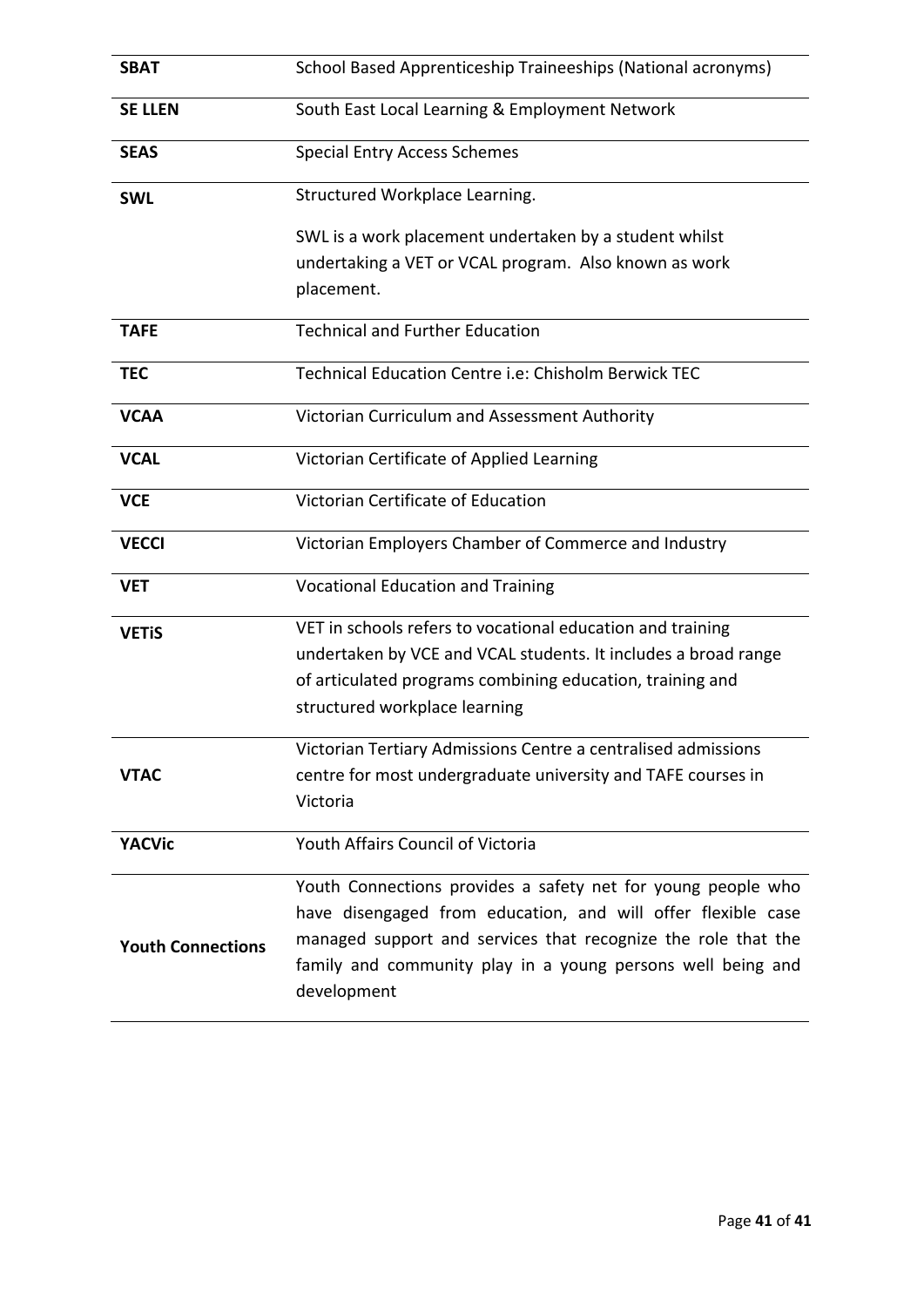| | |
|---|---|
| **SBAT** | School Based Apprenticeship Traineeships (National acronyms) |
| **SE LLEN** | South East Local Learning & Employment Network |
| **SEAS** | Special Entry Access Schemes |
| **SWL** | Structured Workplace Learning.<br><br>SWL is a work placement undertaken by a student whilst undertaking a VET or VCAL program. Also known as work placement. |
| **TAFE** | Technical and Further Education |
| **TEC** | Technical Education Centre i.e: Chisholm Berwick TEC |
| **VCAA** | Victorian Curriculum and Assessment Authority |
| **VCAL** | Victorian Certificate of Applied Learning |
| **VCE** | Victorian Certificate of Education |
| **VECCI** | Victorian Employers Chamber of Commerce and Industry |
| **VET** | Vocational Education and Training |
| **VETiS** | VET in schools refers to vocational education and training undertaken by VCE and VCAL students. It includes a broad range of articulated programs combining education, training and structured workplace learning |
| **VTAC** | Victorian Tertiary Admissions Centre a centralised admissions centre for most undergraduate university and TAFE courses in Victoria |
| **YACVic** | Youth Affairs Council of Victoria |
| **Youth Connections** | Youth Connections provides a safety net for young people who have disengaged from education, and will offer flexible case managed support and services that recognize the role that the family and community play in a young persons well being and development |